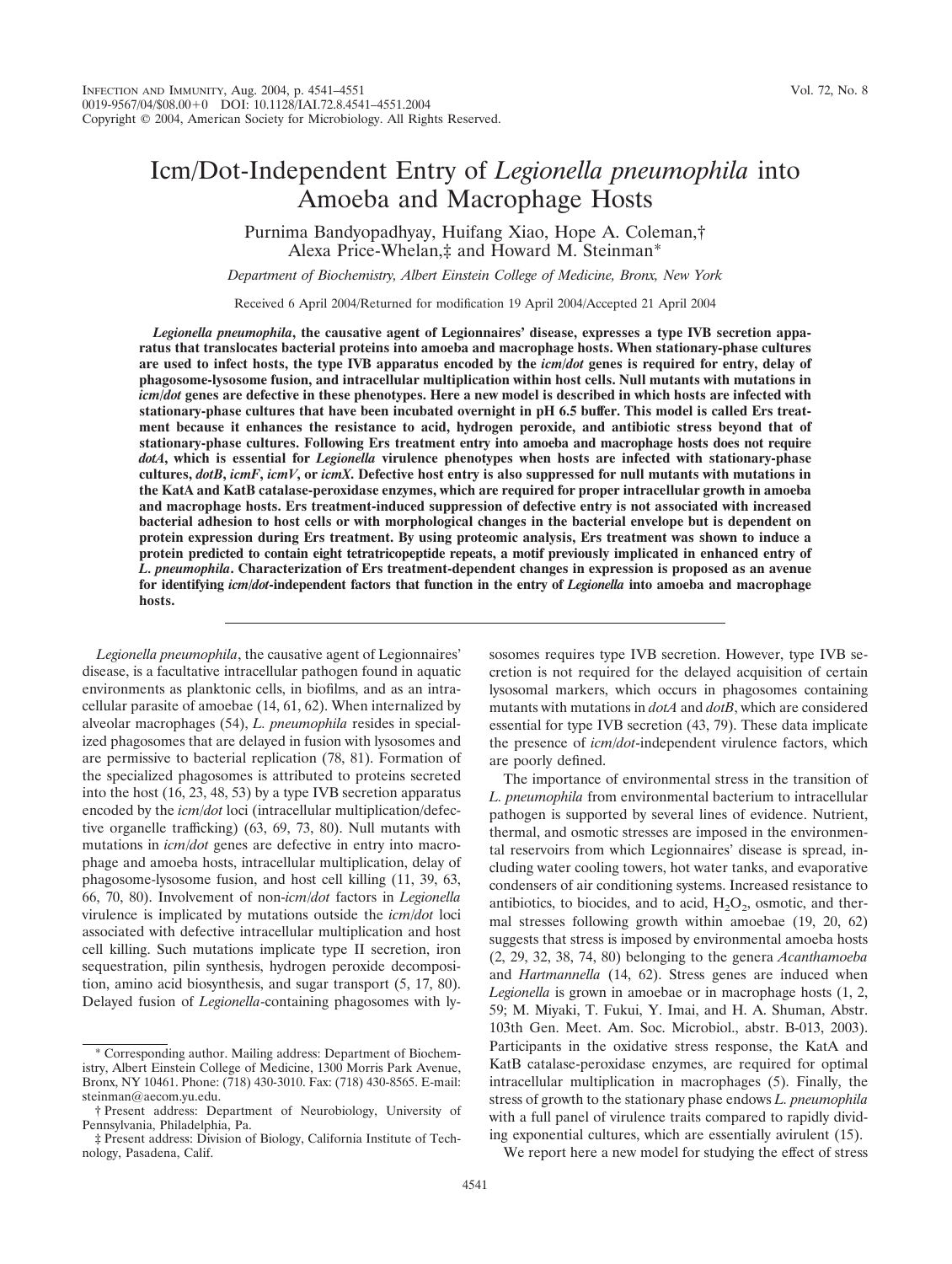# Icm/Dot-Independent Entry of *Legionella pneumophila* into Amoeba and Macrophage Hosts

Purnima Bandyopadhyay, Huifang Xiao, Hope A. Coleman,† Alexa Price-Whelan,‡ and Howard M. Steinman*

*Department of Biochemistry, Albert Einstein College of Medicine, Bronx, New York*

Received 6 April 2004/Returned for modification 19 April 2004/Accepted 21 April 2004

***Legionella pneumophila*, the causative agent of Legionnaires' disease, expresses a type IVB secretion apparatus that translocates bacterial proteins into amoeba and macrophage hosts. When stationary-phase cultures are used to infect hosts, the type IVB apparatus encoded by the *icm/dot* genes is required for entry, delay of phagosome-lysosome fusion, and intracellular multiplication within host cells. Null mutants with mutations in *icm/dot* genes are defective in these phenotypes. Here a new model is described in which hosts are infected with stationary-phase cultures that have been incubated overnight in pH 6.5 buffer. This model is called Ers treatment because it enhances the resistance to acid, hydrogen peroxide, and antibiotic stress beyond that of stationary-phase cultures. Following Ers treatment entry into amoeba and macrophage hosts does not require *dotA*, which is essential for *Legionella* virulence phenotypes when hosts are infected with stationary-phase cultures, *dotB*, *icmF*, *icmV*, or *icmX*. Defective host entry is also suppressed for null mutants with mutations in the KatA and KatB catalase-peroxidase enzymes, which are required for proper intracellular growth in amoeba and macrophage hosts. Ers treatment-induced suppression of defective entry is not associated with increased bacterial adhesion to host cells or with morphological changes in the bacterial envelope but is dependent on protein expression during Ers treatment. By using proteomic analysis, Ers treatment was shown to induce a protein predicted to contain eight tetratricopeptide repeats, a motif previously implicated in enhanced entry of *L. pneumophila*. Characterization of Ers treatment-dependent changes in expression is proposed as an avenue for identifying *icm/dot*-independent factors that function in the entry of *Legionella* into amoeba and macrophage hosts.**

*Legionella pneumophila*, the causative agent of Legionnaires' disease, is a facultative intracellular pathogen found in aquatic environments as planktonic cells, in biofilms, and as an intracellular parasite of amoebae (14, 61, 62). When internalized by alveolar macrophages (54), *L. pneumophila* resides in specialized phagosomes that are delayed in fusion with lysosomes and are permissive to bacterial replication (78, 81). Formation of the specialized phagosomes is attributed to proteins secreted into the host (16, 23, 48, 53) by a type IVB secretion apparatus encoded by the *icm/dot* loci (intracellular multiplication/defective organelle trafficking) (63, 69, 73, 80). Null mutants with mutations in *icm/dot* genes are defective in entry into macrophage and amoeba hosts, intracellular multiplication, delay of phagosome-lysosome fusion, and host cell killing (11, 39, 63, 66, 70, 80). Involvement of non-*icm/dot* factors in *Legionella* virulence is implicated by mutations outside the *icm/dot* loci associated with defective intracellular multiplication and host cell killing. Such mutations implicate type II secretion, iron sequestration, pilin synthesis, hydrogen peroxide decomposition, amino acid biosynthesis, and sugar transport (5, 17, 80). Delayed fusion of *Legionella*-containing phagosomes with lysosomes requires type IVB secretion. However, type IVB secretion is not required for the delayed acquisition of certain lysosomal markers, which occurs in phagosomes containing mutants with mutations in *dotA* and *dotB*, which are considered essential for type IVB secretion (43, 79). These data implicate the presence of *icm/dot*-independent virulence factors, which are poorly defined.

The importance of environmental stress in the transition of *L. pneumophila* from environmental bacterium to intracellular pathogen is supported by several lines of evidence. Nutrient, thermal, and osmotic stresses are imposed in the environmental reservoirs from which Legionnaires' disease is spread, including water cooling towers, hot water tanks, and evaporative condensers of air conditioning systems. Increased resistance to antibiotics, to biocides, and to acid, $H_2O_2$, osmotic, and thermal stresses following growth within amoebae (19, 20, 62) suggests that stress is imposed by environmental amoeba hosts (2, 29, 32, 38, 74, 80) belonging to the genera *Acanthamoeba* and *Hartmannella* (14, 62). Stress genes are induced when *Legionella* is grown in amoebae or in macrophage hosts (1, 2, 59; M. Miyaki, T. Fukui, Y. Imai, and H. A. Shuman, Abstr. 103th Gen. Meet. Am. Soc. Microbiol., abstr. B-013, 2003). Participants in the oxidative stress response, the KatA and KatB catalase-peroxidase enzymes, are required for optimal intracellular multiplication in macrophages (5). Finally, the stress of growth to the stationary phase endows *L. pneumophila* with a full panel of virulence traits compared to rapidly dividing exponential cultures, which are essentially avirulent (15).

We report here a new model for studying the effect of stress

---

\* Corresponding author. Mailing address: Department of Biochemistry, Albert Einstein College of Medicine, 1300 Morris Park Avenue, Bronx, NY 10461. Phone: (718) 430-3010. Fax: (718) 430-8565. E-mail: steinman@aecom.yu.edu.

† Present address: Department of Neurobiology, University of Pennsylvania, Philadelphia, Pa.

‡ Present address: Division of Biology, California Institute of Technology, Pasadena, Calif.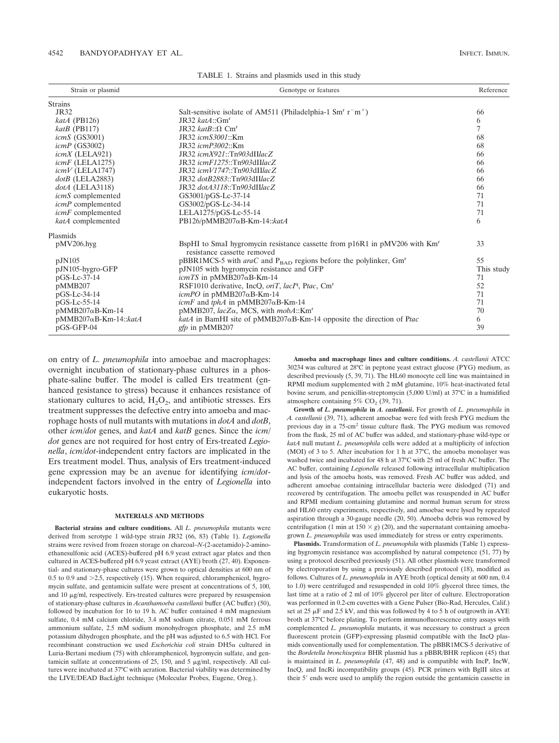TABLE 1. Strains and plasmids used in this study

| Strain or plasmid | Genotype or features | Reference |
|---|---|---|
| Strains | | |
| JR32 | Salt-sensitive isolate of AM511 (Philadelphia-1 Sm$^r$ r$^-$m$^+$) | 66 |
| *katA* (PB126) | JR32 *katA*::Gm$^r$ | 6 |
| *katB* (PB117) | JR32 *katB*::Ω Cm$^r$ | 7 |
| *icmS* (GS3001) | JR32 *icmS3001*::Km | 68 |
| *icmP* (GS3002) | JR32 *icmP3002*::Km | 68 |
| *icmX* (LELA921) | JR32 *icmX921*::Tn*903*dII*lacZ* | 66 |
| *icmF* (LELA1275) | JR32 *icmF1275*::Tn*903*dII*lacZ* | 66 |
| *icmV* (LELA1747) | JR32 *icmV1747*::Tn*903*dII*lacZ* | 66 |
| *dotB* (LELA2883) | JR32 *dotB2883*::Tn*903*dII*lacZ* | 66 |
| *dotA* (LELA3118) | JR32 *dotA3118*::Tn*903*dII*lacZ* | 66 |
| *icmS* complemented | GS3001/pGS-Lc-37-14 | 71 |
| *icmP* complemented | GS3002/pGS-Lc-34-14 | 71 |
| *icmF* complemented | LELA1275/pGS-Lc-55-14 | 71 |
| *katA* complemented | PB126/pMMB207αB-Km-14::*katA* | 6 |
| Plasmids | | |
| pMV206.hyg | BspHI to SmaI hygromycin resistance cassette from p16R1 in pMV206 with Km$^r$ resistance cassette removed | 33 |
| pJN105 | pBBR1MCS-5 with *araC* and $P_{BAD}$ regions before the polylinker, Gm$^r$ | 55 |
| pJN105-hygro-GFP | pJN105 with hygromycin resistance and GFP | This study |
| pGS-Lc-37-14 | *icmTS* in pMMB207αB-Km-14 | 71 |
| pMMB207 | RSF1010 derivative, IncQ, *oriT*, *lacI*$^q$, P*tac*, Cm$^r$ | 52 |
| pGS-Lc-34-14 | *icmPO* in pMMB207αB-Km-14 | 71 |
| pGS-Lc-55-14 | *icmF* and *tphA* in pMMB207αB-Km-14 | 71 |
| pMMB207αB-Km-14 | pMMB207, *lacZ*α, MCS, with *mobA*::Km$^r$ | 70 |
| pMMB207αB-Km-14::*katA* | *katA* in BamHI site of pMMB207αB-Km-14 opposite the direction of P*tac* | 6 |
| pGS-GFP-04 | *gfp* in pMMB207 | 39 |

on entry of *L. pneumophila* into amoebae and macrophages: overnight incubation of stationary-phase cultures in a phosphate-saline buffer. The model is called Ers treatment (enhanced resistance to stress) because it enhances resistance of stationary cultures to acid, $H_2O_2$, and antibiotic stresses. Ers treatment suppresses the defective entry into amoeba and macrophage hosts of null mutants with mutations in *dotA* and *dotB*, other *icm*/*dot* genes, and *katA* and *katB* genes. Since the *icm*/*dot* genes are not required for host entry of Ers-treated *Legionella*, *icm*/*dot*-independent entry factors are implicated in the Ers treatment model. Thus, analysis of Ers treatment-induced gene expression may be an avenue for identifying *icm*/*dot*-independent factors involved in the entry of *Legionella* into eukaryotic hosts.

## MATERIALS AND METHODS

**Bacterial strains and culture conditions.** All *L. pneumophila* mutants were derived from serotype 1 wild-type strain JR32 (66, 83) (Table 1). *Legionella* strains were revived from frozen storage on charcoal–*N*-(2-acetamido)-2-aminoethanesulfonic acid (ACES)-buffered pH 6.9 yeast extract agar plates and then cultured in ACES-buffered pH 6.9 yeast extract (AYE) broth (27, 40). Exponential- and stationary-phase cultures were grown to optical densities at 600 nm of 0.5 to 0.9 and >2.5, respectively (15). When required, chloramphenicol, hygromycin sulfate, and gentamicin sulfate were present at concentrations of 5, 100, and 10 μg/ml, respectively. Ers-treated cultures were prepared by resuspension of stationary-phase cultures in *Acanthamoeba castellanii* buffer (AC buffer) (50), followed by incubation for 16 to 19 h. AC buffer contained 4 mM magnesium sulfate, 0.4 mM calcium chloride, 3.4 mM sodium citrate, 0.051 mM ferrous ammonium sulfate, 2.5 mM sodium monohydrogen phosphate, and 2.5 mM potassium dihydrogen phosphate, and the pH was adjusted to 6.5 with HCl. For recombinant construction we used *Escherichia coli* strain DH5α cultured in Luria-Bertani medium (75) with chloramphenicol, hygromycin sulfate, and gentamicin sulfate at concentrations of 25, 150, and 5 μg/ml, respectively. All cultures were incubated at 37°C with aeration. Bacterial viability was determined by the LIVE/DEAD BacLight technique (Molecular Probes, Eugene, Oreg.).

**Amoeba and macrophage lines and culture conditions.** *A. castellanii* ATCC 30234 was cultured at 28°C in peptone yeast extract glucose (PYG) medium, as described previously (5, 39, 71). The HL60 monocyte cell line was maintained in RPMI medium supplemented with 2 mM glutamine, 10% heat-inactivated fetal bovine serum, and penicillin-streptomycin (5,000 U/ml) at 37°C in a humidified atmosphere containing 5% $CO_2$ (39, 71).

**Growth of *L. pneumophila* in *A. castellanii*.** For growth of *L. pneumophila* in *A. castellanii* (39, 71), adherent amoebae were fed with fresh PYG medium the previous day in a 75-cm$^2$ tissue culture flask. The PYG medium was removed from the flask, 25 ml of AC buffer was added, and stationary-phase wild-type or *katA* null mutant *L. pneumophila* cells were added at a multiplicity of infection (MOI) of 3 to 5. After incubation for 1 h at 37°C, the amoeba monolayer was washed twice and incubated for 48 h at 37°C with 25 ml of fresh AC buffer. The AC buffer, containing *Legionella* released following intracellular multiplication and lysis of the amoeba hosts, was removed. Fresh AC buffer was added, and adherent amoebae containing intracellular bacteria were dislodged (71) and recovered by centrifugation. The amoeba pellet was resuspended in AC buffer and RPMI medium containing glutamine and normal human serum for stress and HL60 entry experiments, respectively, and amoebae were lysed by repeated aspiration through a 30-gauge needle (20, 50). Amoeba debris was removed by centrifugation (1 min at 150 × *g*) (20), and the supernatant containing amoeba-grown *L. pneumophila* was used immediately for stress or entry experiments.

**Plasmids.** Transformation of *L. pneumophila* with plasmids (Table 1) expressing hygromycin resistance was accomplished by natural competence (51, 77) by using a protocol described previously (51). All other plasmids were transformed by electroporation by using a previously described protocol (18), modified as follows. Cultures of *L. pneumophila* in AYE broth (optical density at 600 nm, 0.4 to 1.0) were centrifuged and resuspended in cold 10% glycerol three times, the last time at a ratio of 2 ml of 10% glycerol per liter of culture. Electroporation was performed in 0.2-cm cuvettes with a Gene Pulser (Bio-Rad, Hercules, Calif.) set at 25 μF and 2.5 kV, and this was followed by 4 to 5 h of outgrowth in AYE broth at 37°C before plating. To perform immunofluorescence entry assays with complemented *L. pneumophila* mutants, it was necessary to construct a green fluorescent protein (GFP)-expressing plasmid compatible with the IncQ plasmids conventionally used for complementation. The pBBR1MCS-5 derivative of the *Bordetella bronchiseptica* BHR plasmid has a pBBR/BHR replicon (45) that is maintained in *L. pneumophila* (47, 48) and is compatible with IncP, IncW, IncQ, and IncRi incompatibility groups (45). PCR primers with BglII sites at their 5′ ends were used to amplify the region outside the gentamicin cassette in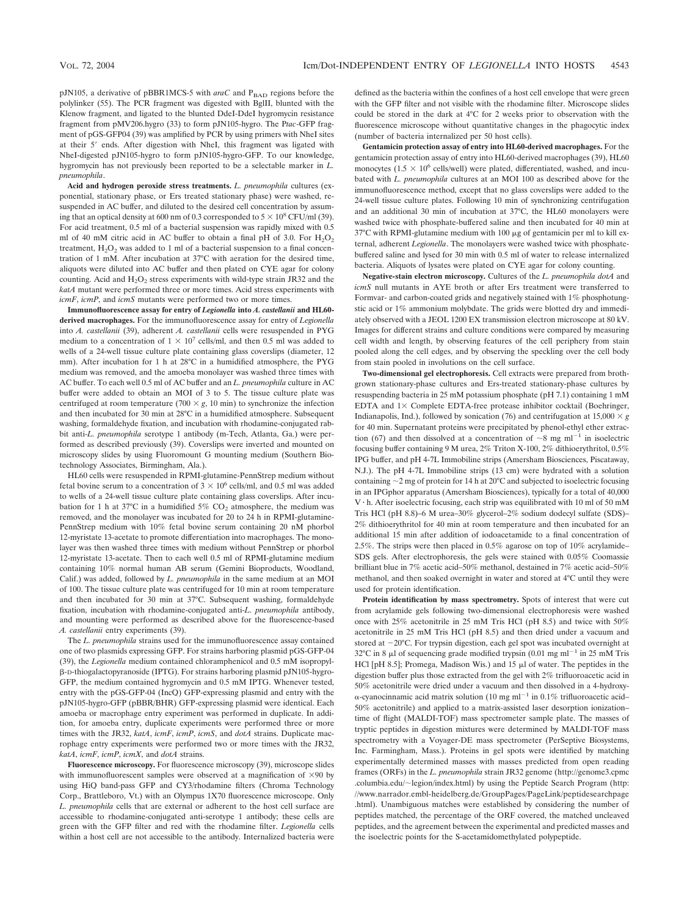pJN105, a derivative of pBBR1MCS-5 with *araC* and $P_{BAD}$ regions before the polylinker (55). The PCR fragment was digested with BglII, blunted with the Klenow fragment, and ligated to the blunted DdeI-DdeI hygromycin resistance fragment from pMV206.hygro (33) to form pJN105-hygro. The P*tac*-GFP fragment of pGS-GFP04 (39) was amplified by PCR by using primers with NheI sites at their 5′ ends. After digestion with NheI, this fragment was ligated with NheI-digested pJN105-hygro to form pJN105-hygro-GFP. To our knowledge, hygromycin has not previously been reported to be a selectable marker in *L. pneumophila*.

**Acid and hydrogen peroxide stress treatments.** *L. pneumophila* cultures (exponential, stationary phase, or Ers treated stationary phase) were washed, resuspended in AC buffer, and diluted to the desired cell concentration by assuming that an optical density at 600 nm of 0.3 corresponded to $5 \times 10^8$ CFU/ml (39). For acid treatment, 0.5 ml of a bacterial suspension was rapidly mixed with 0.5 ml of 40 mM citric acid in AC buffer to obtain a final pH of 3.0. For $H_2O_2$ treatment, $H_2O_2$ was added to 1 ml of a bacterial suspension to a final concentration of 1 mM. After incubation at 37°C with aeration for the desired time, aliquots were diluted into AC buffer and then plated on CYE agar for colony counting. Acid and $H_2O_2$ stress experiments with wild-type strain JR32 and the *katA* mutant were performed three or more times. Acid stress experiments with *icmF*, *icmP*, and *icmS* mutants were performed two or more times.

**Immunofluorescence assay for entry of *Legionella* into *A. castellanii* and HL60-derived macrophages.** For the immunofluorescence assay for entry of *Legionella* into *A. castellanii* (39), adherent *A. castellanii* cells were resuspended in PYG medium to a concentration of $1 \times 10^7$ cells/ml, and then 0.5 ml was added to wells of a 24-well tissue culture plate containing glass coverslips (diameter, 12 mm). After incubation for 1 h at 28°C in a humidified atmosphere, the PYG medium was removed, and the amoeba monolayer was washed three times with AC buffer. To each well 0.5 ml of AC buffer and an *L. pneumophila* culture in AC buffer were added to obtain an MOI of 3 to 5. The tissue culture plate was centrifuged at room temperature ($700 \times g$, 10 min) to synchronize the infection and then incubated for 30 min at 28°C in a humidified atmosphere. Subsequent washing, formaldehyde fixation, and incubation with rhodamine-conjugated rabbit anti-*L. pneumophila* serotype 1 antibody (m-Tech, Atlanta, Ga.) were performed as described previously (39). Coverslips were inverted and mounted on microscopy slides by using Fluoromount G mounting medium (Southern Biotechnology Associates, Birmingham, Ala.).

HL60 cells were resuspended in RPMI-glutamine-PennStrep medium without fetal bovine serum to a concentration of $3 \times 10^6$ cells/ml, and 0.5 ml was added to wells of a 24-well tissue culture plate containing glass coverslips. After incubation for 1 h at 37°C in a humidified 5% $CO_2$ atmosphere, the medium was removed, and the monolayer was incubated for 20 to 24 h in RPMI-glutamine-PennStrep medium with 10% fetal bovine serum containing 20 nM phorbol 12-myristate 13-acetate to promote differentiation into macrophages. The monolayer was then washed three times with medium without PennStrep or phorbol 12-myristate 13-acetate. Then to each well 0.5 ml of RPMI-glutamine medium containing 10% normal human AB serum (Gemini Bioproducts, Woodland, Calif.) was added, followed by *L. pneumophila* in the same medium at an MOI of 100. The tissue culture plate was centrifuged for 10 min at room temperature and then incubated for 30 min at 37°C. Subsequent washing, formaldehyde fixation, incubation with rhodamine-conjugated anti-*L. pneumophila* antibody, and mounting were performed as described above for the fluorescence-based *A. castellanii* entry experiments (39).

The *L. pneumophila* strains used for the immunofluorescence assay contained one of two plasmids expressing GFP. For strains harboring plasmid pGS-GFP-04 (39), the *Legionella* medium contained chloramphenicol and 0.5 mM isopropyl-β-D-thiogalactopyranoside (IPTG). For strains harboring plasmid pJN105-hygro-GFP, the medium contained hygromycin and 0.5 mM IPTG. Whenever tested, entry with the pGS-GFP-04 (IncQ) GFP-expressing plasmid and entry with the pJN105-hygro-GFP (pBBR/BHR) GFP-expressing plasmid were identical. Each amoeba or macrophage entry experiment was performed in duplicate. In addition, for amoeba entry, duplicate experiments were performed three or more times with the JR32, *katA*, *icmF*, *icmP*, *icmS*, and *dotA* strains. Duplicate macrophage entry experiments were performed two or more times with the JR32, *katA*, *icmF*, *icmP*, *icmX*, and *dotA* strains.

**Fluorescence microscopy.** For fluorescence microscopy (39), microscope slides with immunofluorescent samples were observed at a magnification of ×90 by using HiQ band-pass GFP and CY3/rhodamine filters (Chroma Technology Corp., Brattleboro, Vt.) with an Olympus 1X70 fluorescence microscope. Only *L. pneumophila* cells that are external or adherent to the host cell surface are accessible to rhodamine-conjugated anti-serotype 1 antibody; these cells are green with the GFP filter and red with the rhodamine filter. *Legionella* cells within a host cell are not accessible to the antibody. Internalized bacteria were defined as the bacteria within the confines of a host cell envelope that were green with the GFP filter and not visible with the rhodamine filter. Microscope slides could be stored in the dark at 4°C for 2 weeks prior to observation with the fluorescence microscope without quantitative changes in the phagocytic index (number of bacteria internalized per 50 host cells).

**Gentamicin protection assay of entry into HL60-derived macrophages.** For the gentamicin protection assay of entry into HL60-derived macrophages (39), HL60 monocytes ($1.5 \times 10^6$ cells/well) were plated, differentiated, washed, and incubated with *L. pneumophila* cultures at an MOI 100 as described above for the immunofluorescence method, except that no glass coverslips were added to the 24-well tissue culture plates. Following 10 min of synchronizing centrifugation and an additional 30 min of incubation at 37°C, the HL60 monolayers were washed twice with phosphate-buffered saline and then incubated for 40 min at 37°C with RPMI-glutamine medium with 100 μg of gentamicin per ml to kill external, adherent *Legionella*. The monolayers were washed twice with phosphate-buffered saline and lysed for 30 min with 0.5 ml of water to release internalized bacteria. Aliquots of lysates were plated on CYE agar for colony counting.

**Negative-stain electron microscopy.** Cultures of the *L. pneumophila dotA* and *icmS* null mutants in AYE broth or after Ers treatment were transferred to Formvar- and carbon-coated grids and negatively stained with 1% phosphotungstic acid or 1% ammonium molybdate. The grids were blotted dry and immediately observed with a JEOL 1200 EX transmission electron microscope at 80 kV. Images for different strains and culture conditions were compared by measuring cell width and length, by observing features of the cell periphery from stain pooled along the cell edges, and by observing the speckling over the cell body from stain pooled in involutions on the cell surface.

**Two-dimensional gel electrophoresis.** Cell extracts were prepared from broth-grown stationary-phase cultures and Ers-treated stationary-phase cultures by resuspending bacteria in 25 mM potassium phosphate (pH 7.1) containing 1 mM EDTA and 1× Complete EDTA-free protease inhibitor cocktail (Boehringer, Indianapolis, Ind.), followed by sonication (76) and centrifugation at $15{,}000 \times g$ for 40 min. Supernatant proteins were precipitated by phenol-ethyl ether extraction (67) and then dissolved at a concentration of ~8 mg ml$^{-1}$ in isoelectric focusing buffer containing 9 M urea, 2% Triton X-100, 2% dithioerythritol, 0.5% IPG buffer, and pH 4-7L Immobiline strips (Amersham Biosciences, Piscataway, N.J.). The pH 4-7L Immobiline strips (13 cm) were hydrated with a solution containing ~2 mg of protein for 14 h at 20°C and subjected to isoelectric focusing in an IPGphor apparatus (Amersham Biosciences), typically for a total of 40,000 V · h. After isoelectric focusing, each strip was equilibrated with 10 ml of 50 mM Tris HCl (pH 8.8)–6 M urea–30% glycerol–2% sodium dodecyl sulfate (SDS)–2% dithioerythritol for 40 min at room temperature and then incubated for an additional 15 min after addition of iodoacetamide to a final concentration of 2.5%. The strips were then placed in 0.5% agarose on top of 10% acrylamide–SDS gels. After electrophoresis, the gels were stained with 0.05% Coomassie brilliant blue in 7% acetic acid–50% methanol, destained in 7% acetic acid–50% methanol, and then soaked overnight in water and stored at 4°C until they were used for protein identification.

**Protein identification by mass spectrometry.** Spots of interest that were cut from acrylamide gels following two-dimensional electrophoresis were washed once with 25% acetonitrile in 25 mM Tris HCl (pH 8.5) and twice with 50% acetonitrile in 25 mM Tris HCl (pH 8.5) and then dried under a vacuum and stored at −20°C. For trypsin digestion, each gel spot was incubated overnight at 32°C in 8 μl of sequencing grade modified trypsin (0.01 mg ml$^{-1}$ in 25 mM Tris HCl [pH 8.5]; Promega, Madison Wis.) and 15 μl of water. The peptides in the digestion buffer plus those extracted from the gel with 2% trifluoroacetic acid in 50% acetonitrile were dried under a vacuum and then dissolved in a 4-hydroxy-α-cyanocinnamic acid matrix solution (10 mg ml$^{-1}$ in 0.1% trifluoroacetic acid–50% acetonitrile) and applied to a matrix-assisted laser desorption ionization–time of flight (MALDI-TOF) mass spectrometer sample plate. The masses of tryptic peptides in digestion mixtures were determined by MALDI-TOF mass spectrometry with a Voyager-DE mass spectrometer (PerSeptive Biosystems, Inc. Farmingham, Mass.). Proteins in gel spots were identified by matching experimentally determined masses with masses predicted from open reading frames (ORFs) in the *L. pneumophila* strain JR32 genome (http://genome3.cpmc.columbia.edu/~legion/index.html) by using the Peptide Search Program (http://www.narrador.embl-heidelberg.de/GroupPages/PageLink/peptidesearchpage.html). Unambiguous matches were established by considering the number of peptides matched, the percentage of the ORF covered, the matched uncleaved peptides, and the agreement between the experimental and predicted masses and the isoelectric points for the S-acetamidomethylated polypeptide.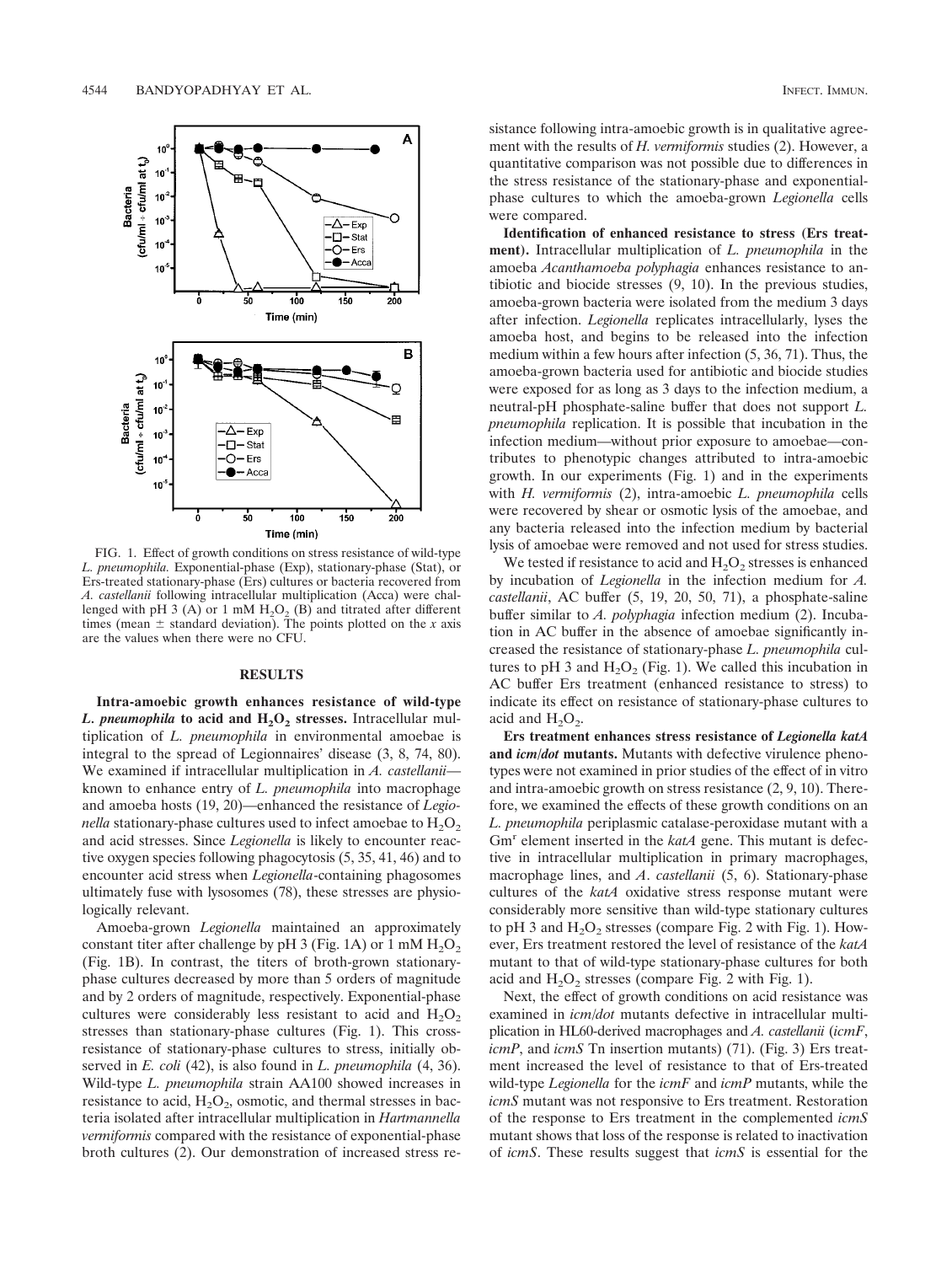FIG. 1. Effect of growth conditions on stress resistance of wild-type *L. pneumophila*. Exponential-phase (Exp), stationary-phase (Stat), or Ers-treated stationary-phase (Ers) cultures or bacteria recovered from *A. castellanii* following intracellular multiplication (Acca) were challenged with pH 3 (A) or 1 mM $H_2O_2$ (B) and titrated after different times (mean ± standard deviation). The points plotted on the *x* axis are the values when there were no CFU.

## RESULTS

**Intra-amoebic growth enhances resistance of wild-type *L. pneumophila* to acid and $H_2O_2$ stresses.** Intracellular multiplication of *L. pneumophila* in environmental amoebae is integral to the spread of Legionnaires' disease (3, 8, 74, 80). We examined if intracellular multiplication in *A. castellanii*—known to enhance entry of *L. pneumophila* into macrophage and amoeba hosts (19, 20)—enhanced the resistance of *Legionella* stationary-phase cultures used to infect amoebae to $H_2O_2$ and acid stresses. Since *Legionella* is likely to encounter reactive oxygen species following phagocytosis (5, 35, 41, 46) and to encounter acid stress when *Legionella*-containing phagosomes ultimately fuse with lysosomes (78), these stresses are physiologically relevant.

Amoeba-grown *Legionella* maintained an approximately constant titer after challenge by pH 3 (Fig. 1A) or 1 mM $H_2O_2$ (Fig. 1B). In contrast, the titers of broth-grown stationary-phase cultures decreased by more than 5 orders of magnitude and by 2 orders of magnitude, respectively. Exponential-phase cultures were considerably less resistant to acid and $H_2O_2$ stresses than stationary-phase cultures (Fig. 1). This cross-resistance of stationary-phase cultures to stress, initially observed in *E. coli* (42), is also found in *L. pneumophila* (4, 36). Wild-type *L. pneumophila* strain AA100 showed increases in resistance to acid, $H_2O_2$, osmotic, and thermal stresses in bacteria isolated after intracellular multiplication in *Hartmannella vermiformis* compared with the resistance of exponential-phase broth cultures (2). Our demonstration of increased stress resistance following intra-amoebic growth is in qualitative agreement with the results of *H. vermiformis* studies (2). However, a quantitative comparison was not possible due to differences in the stress resistance of the stationary-phase and exponential-phase cultures to which the amoeba-grown *Legionella* cells were compared.

**Identification of enhanced resistance to stress (Ers treatment).** Intracellular multiplication of *L. pneumophila* in the amoeba *Acanthamoeba polyphagia* enhances resistance to antibiotic and biocide stresses (9, 10). In the previous studies, amoeba-grown bacteria were isolated from the medium 3 days after infection. *Legionella* replicates intracellularly, lyses the amoeba host, and begins to be released into the infection medium within a few hours after infection (5, 36, 71). Thus, the amoeba-grown bacteria used for antibiotic and biocide studies were exposed for as long as 3 days to the infection medium, a neutral-pH phosphate-saline buffer that does not support *L. pneumophila* replication. It is possible that incubation in the infection medium—without prior exposure to amoebae—contributes to phenotypic changes attributed to intra-amoebic growth. In our experiments (Fig. 1) and in the experiments with *H. vermiformis* (2), intra-amoebic *L. pneumophila* cells were recovered by shear or osmotic lysis of the amoebae, and any bacteria released into the infection medium by bacterial lysis of amoebae were removed and not used for stress studies.

We tested if resistance to acid and $H_2O_2$ stresses is enhanced by incubation of *Legionella* in the infection medium for *A. castellanii*, AC buffer (5, 19, 20, 50, 71), a phosphate-saline buffer similar to *A. polyphagia* infection medium (2). Incubation in AC buffer in the absence of amoebae significantly increased the resistance of stationary-phase *L. pneumophila* cultures to pH 3 and $H_2O_2$ (Fig. 1). We called this incubation in AC buffer Ers treatment (enhanced resistance to stress) to indicate its effect on resistance of stationary-phase cultures to acid and $H_2O_2$.

**Ers treatment enhances stress resistance of *Legionella katA* and *icm/dot* mutants.** Mutants with defective virulence phenotypes were not examined in prior studies of the effect of in vitro and intra-amoebic growth on stress resistance (2, 9, 10). Therefore, we examined the effects of these growth conditions on an *L. pneumophila* periplasmic catalase-peroxidase mutant with a Gm$^r$ element inserted in the *katA* gene. This mutant is defective in intracellular multiplication in primary macrophages, macrophage lines, and *A. castellanii* (5, 6). Stationary-phase cultures of the *katA* oxidative stress response mutant were considerably more sensitive than wild-type stationary cultures to pH 3 and $H_2O_2$ stresses (compare Fig. 2 with Fig. 1). However, Ers treatment restored the level of resistance of the *katA* mutant to that of wild-type stationary-phase cultures for both acid and $H_2O_2$ stresses (compare Fig. 2 with Fig. 1).

Next, the effect of growth conditions on acid resistance was examined in *icm/dot* mutants defective in intracellular multiplication in HL60-derived macrophages and *A. castellanii* (*icmF*, *icmP*, and *icmS* Tn insertion mutants) (71). (Fig. 3) Ers treatment increased the level of resistance to that of Ers-treated wild-type *Legionella* for the *icmF* and *icmP* mutants, while the *icmS* mutant was not responsive to Ers treatment. Restoration of the response to Ers treatment in the complemented *icmS* mutant shows that loss of the response is related to inactivation of *icmS*. These results suggest that *icmS* is essential for the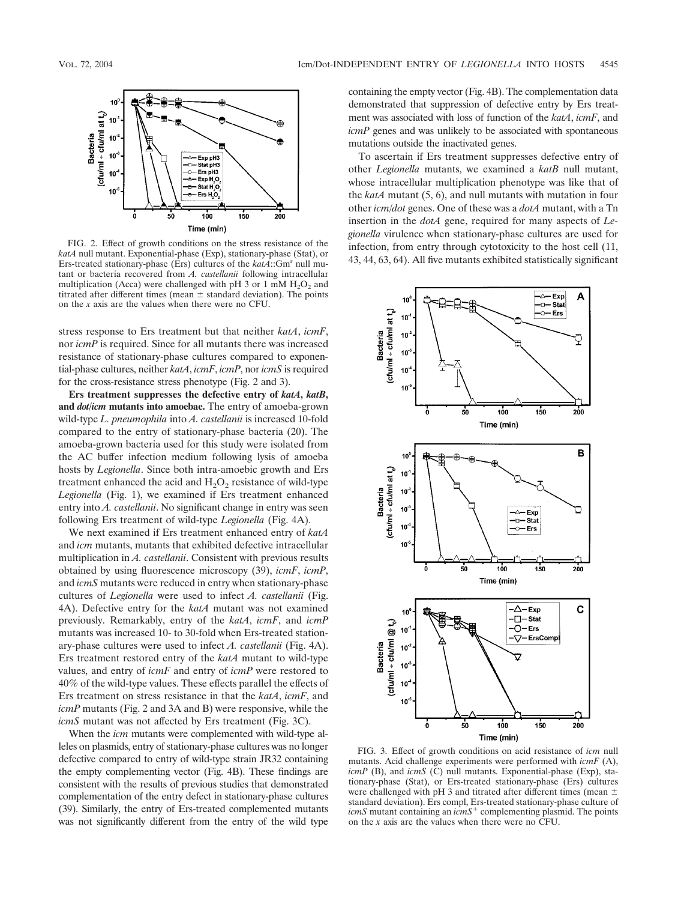FIG. 2. Effect of growth conditions on the stress resistance of the *katA* null mutant. Exponential-phase (Exp), stationary-phase (Stat), or Ers-treated stationary-phase (Ers) cultures of the *katA*::Gm[r] null mutant or bacteria recovered from *A. castellanii* following intracellular multiplication (Acca) were challenged with pH 3 or 1 mM $H_2O_2$ and titrated after different times (mean ± standard deviation). The points on the *x* axis are the values when there were no CFU.

stress response to Ers treatment but that neither *katA*, *icmF*, nor *icmP* is required. Since for all mutants there was increased resistance of stationary-phase cultures compared to exponential-phase cultures, neither *katA*, *icmF*, *icmP*, nor *icmS* is required for the cross-resistance stress phenotype (Fig. 2 and 3).

**Ers treatment suppresses the defective entry of *katA*, *katB*, and *dot*/*icm* mutants into amoebae.** The entry of amoeba-grown wild-type *L. pneumophila* into *A. castellanii* is increased 10-fold compared to the entry of stationary-phase bacteria (20). The amoeba-grown bacteria used for this study were isolated from the AC buffer infection medium following lysis of amoeba hosts by *Legionella*. Since both intra-amoebic growth and Ers treatment enhanced the acid and $H_2O_2$ resistance of wild-type *Legionella* (Fig. 1), we examined if Ers treatment enhanced entry into *A. castellanii*. No significant change in entry was seen following Ers treatment of wild-type *Legionella* (Fig. 4A).

We next examined if Ers treatment enhanced entry of *katA* and *icm* mutants, mutants that exhibited defective intracellular multiplication in *A. castellanii*. Consistent with previous results obtained by using fluorescence microscopy (39), *icmF*, *icmP*, and *icmS* mutants were reduced in entry when stationary-phase cultures of *Legionella* were used to infect *A. castellanii* (Fig. 4A). Defective entry for the *katA* mutant was not examined previously. Remarkably, entry of the *katA*, *icmF*, and *icmP* mutants was increased 10- to 30-fold when Ers-treated stationary-phase cultures were used to infect *A. castellanii* (Fig. 4A). Ers treatment restored entry of the *katA* mutant to wild-type values, and entry of *icmF* and entry of *icmP* were restored to 40% of the wild-type values. These effects parallel the effects of Ers treatment on stress resistance in that the *katA*, *icmF*, and *icmP* mutants (Fig. 2 and 3A and B) were responsive, while the *icmS* mutant was not affected by Ers treatment (Fig. 3C).

When the *icm* mutants were complemented with wild-type alleles on plasmids, entry of stationary-phase cultures was no longer defective compared to entry of wild-type strain JR32 containing the empty complementing vector (Fig. 4B). These findings are consistent with the results of previous studies that demonstrated complementation of the entry defect in stationary-phase cultures (39). Similarly, the entry of Ers-treated complemented mutants was not significantly different from the entry of the wild type containing the empty vector (Fig. 4B). The complementation data demonstrated that suppression of defective entry by Ers treatment was associated with loss of function of the *katA*, *icmF*, and *icmP* genes and was unlikely to be associated with spontaneous mutations outside the inactivated genes.

To ascertain if Ers treatment suppresses defective entry of other *Legionella* mutants, we examined a *katB* null mutant, whose intracellular multiplication phenotype was like that of the *katA* mutant (5, 6), and null mutants with mutation in four other *icm*/*dot* genes. One of these was a *dotA* mutant, with a Tn insertion in the *dotA* gene, required for many aspects of *Legionella* virulence when stationary-phase cultures are used for infection, from entry through cytotoxicity to the host cell (11, 43, 44, 63, 64). All five mutants exhibited statistically significant

FIG. 3. Effect of growth conditions on acid resistance of *icm* null mutants. Acid challenge experiments were performed with *icmF* (A), *icmP* (B), and *icmS* (C) null mutants. Exponential-phase (Exp), stationary-phase (Stat), or Ers-treated stationary-phase (Ers) cultures were challenged with pH 3 and titrated after different times (mean ± standard deviation). Ers compl, Ers-treated stationary-phase culture of *icmS* mutant containing an *icmS*[+] complementing plasmid. The points on the *x* axis are the values when there were no CFU.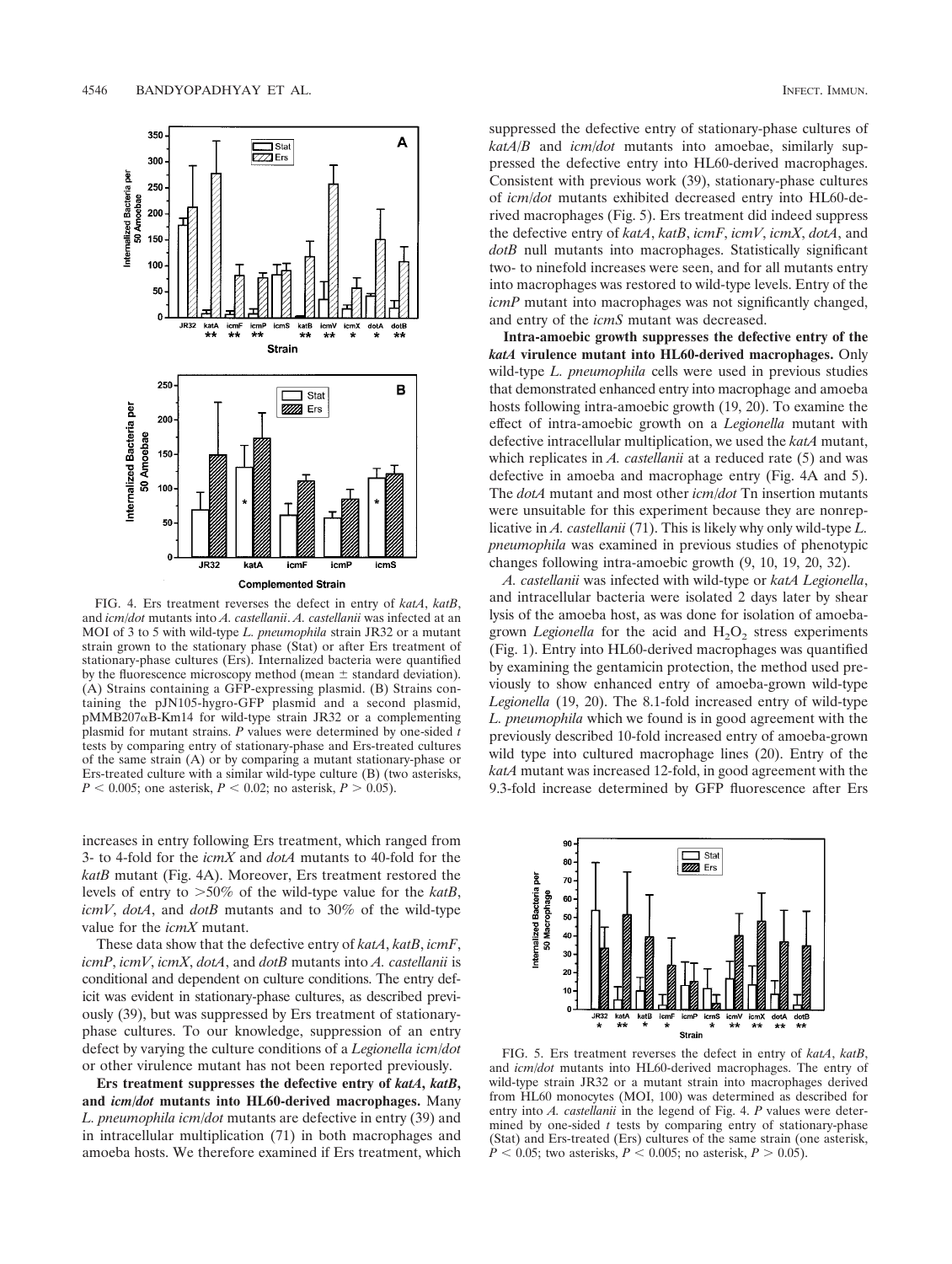FIG. 4. Ers treatment reverses the defect in entry of *katA*, *katB*, and *icm*/*dot* mutants into *A. castellanii*. *A. castellanii* was infected at an MOI of 3 to 5 with wild-type *L. pneumophila* strain JR32 or a mutant strain grown to the stationary phase (Stat) or after Ers treatment of stationary-phase cultures (Ers). Internalized bacteria were quantified by the fluorescence microscopy method (mean ± standard deviation). (A) Strains containing a GFP-expressing plasmid. (B) Strains containing the pJN105-hygro-GFP plasmid and a second plasmid, pMMB207αB-Km14 for wild-type strain JR32 or a complementing plasmid for mutant strains. *P* values were determined by one-sided *t* tests by comparing entry of stationary-phase and Ers-treated cultures of the same strain (A) or by comparing a mutant stationary-phase or Ers-treated culture with a similar wild-type culture (B) (two asterisks, $P < 0.005$; one asterisk, $P < 0.02$; no asterisk, $P > 0.05$).

increases in entry following Ers treatment, which ranged from 3- to 4-fold for the *icmX* and *dotA* mutants to 40-fold for the *katB* mutant (Fig. 4A). Moreover, Ers treatment restored the levels of entry to >50% of the wild-type value for the *katB*, *icmV*, *dotA*, and *dotB* mutants and to 30% of the wild-type value for the *icmX* mutant.

These data show that the defective entry of *katA*, *katB*, *icmF*, *icmP*, *icmV*, *icmX*, *dotA*, and *dotB* mutants into *A. castellanii* is conditional and dependent on culture conditions. The entry deficit was evident in stationary-phase cultures, as described previously (39), but was suppressed by Ers treatment of stationary-phase cultures. To our knowledge, suppression of an entry defect by varying the culture conditions of a *Legionella icm*/*dot* or other virulence mutant has not been reported previously.

**Ers treatment suppresses the defective entry of *katA*, *katB*, and *icm*/*dot* mutants into HL60-derived macrophages.** Many *L. pneumophila icm*/*dot* mutants are defective in entry (39) and in intracellular multiplication (71) in both macrophages and amoeba hosts. We therefore examined if Ers treatment, which suppressed the defective entry of stationary-phase cultures of *katA*/*B* and *icm*/*dot* mutants into amoebae, similarly suppressed the defective entry into HL60-derived macrophages. Consistent with previous work (39), stationary-phase cultures of *icm*/*dot* mutants exhibited decreased entry into HL60-derived macrophages (Fig. 5). Ers treatment did indeed suppress the defective entry of *katA*, *katB*, *icmF*, *icmV*, *icmX*, *dotA*, and *dotB* null mutants into macrophages. Statistically significant two- to ninefold increases were seen, and for all mutants entry into macrophages was restored to wild-type levels. Entry of the *icmP* mutant into macrophages was not significantly changed, and entry of the *icmS* mutant was decreased.

**Intra-amoebic growth suppresses the defective entry of the *katA* virulence mutant into HL60-derived macrophages.** Only wild-type *L. pneumophila* cells were used in previous studies that demonstrated enhanced entry into macrophage and amoeba hosts following intra-amoebic growth (19, 20). To examine the effect of intra-amoebic growth on a *Legionella* mutant with defective intracellular multiplication, we used the *katA* mutant, which replicates in *A. castellanii* at a reduced rate (5) and was defective in amoeba and macrophage entry (Fig. 4A and 5). The *dotA* mutant and most other *icm*/*dot* Tn insertion mutants were unsuitable for this experiment because they are nonreplicative in *A. castellanii* (71). This is likely why only wild-type *L. pneumophila* was examined in previous studies of phenotypic changes following intra-amoebic growth (9, 10, 19, 20, 32).

*A. castellanii* was infected with wild-type or *katA Legionella*, and intracellular bacteria were isolated 2 days later by shear lysis of the amoeba host, as was done for isolation of amoeba-grown *Legionella* for the acid and $H_2O_2$ stress experiments (Fig. 1). Entry into HL60-derived macrophages was quantified by examining the gentamicin protection, the method used previously to show enhanced entry of amoeba-grown wild-type *Legionella* (19, 20). The 8.1-fold increased entry of wild-type *L. pneumophila* which we found is in good agreement with the previously described 10-fold increased entry of amoeba-grown wild type into cultured macrophage lines (20). Entry of the *katA* mutant was increased 12-fold, in good agreement with the 9.3-fold increase determined by GFP fluorescence after Ers

FIG. 5. Ers treatment reverses the defect in entry of *katA*, *katB*, and *icm*/*dot* mutants into HL60-derived macrophages. The entry of wild-type strain JR32 or a mutant strain into macrophages derived from HL60 monocytes (MOI, 100) was determined as described for entry into *A. castellanii* in the legend of Fig. 4. *P* values were determined by one-sided *t* tests by comparing entry of stationary-phase (Stat) and Ers-treated (Ers) cultures of the same strain (one asterisk, $P < 0.05$; two asterisks, $P < 0.005$; no asterisk, $P > 0.05$).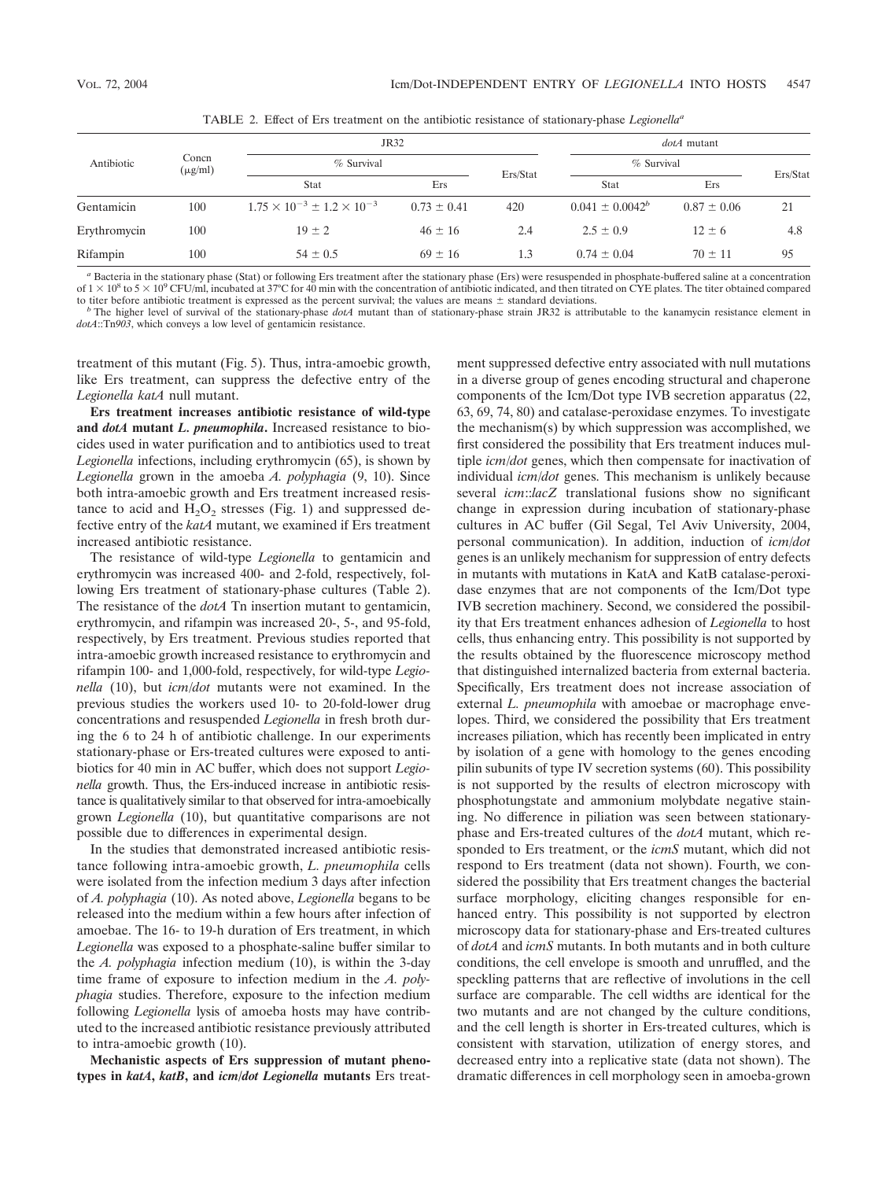TABLE 2. Effect of Ers treatment on the antibiotic resistance of stationary-phase *Legionella*[a]

| Antibiotic | Concn (μg/ml) | JR32 | | | *dotA* mutant | | |
|---|---|---|---|---|---|---|---|
| | | % Survival | | Ers/Stat | % Survival | | Ers/Stat |
| | | Stat | Ers | | Stat | Ers | |
| Gentamicin | 100 | $1.75 \times 10^{-3} \pm 1.2 \times 10^{-3}$ | $0.73 \pm 0.41$ | 420 | $0.041 \pm 0.0042$[b] | $0.87 \pm 0.06$ | 21 |
| Erythromycin | 100 | $19 \pm 2$ | $46 \pm 16$ | 2.4 | $2.5 \pm 0.9$ | $12 \pm 6$ | 4.8 |
| Rifampin | 100 | $54 \pm 0.5$ | $69 \pm 16$ | 1.3 | $0.74 \pm 0.04$ | $70 \pm 11$ | 95 |

[a] Bacteria in the stationary phase (Stat) or following Ers treatment after the stationary phase (Ers) were resuspended in phosphate-buffered saline at a concentration of $1 \times 10^8$ to $5 \times 10^9$ CFU/ml, incubated at 37°C for 40 min with the concentration of antibiotic indicated, and then titrated on CYE plates. The titer obtained compared to titer before antibiotic treatment is expressed as the percent survival; the values are means ± standard deviations.

[b] The higher level of survival of the stationary-phase *dotA* mutant than of stationary-phase strain JR32 is attributable to the kanamycin resistance element in *dotA*::Tn*903*, which conveys a low level of gentamicin resistance.

treatment of this mutant (Fig. 5). Thus, intra-amoebic growth, like Ers treatment, can suppress the defective entry of the *Legionella katA* null mutant.

**Ers treatment increases antibiotic resistance of wild-type and *dotA* mutant *L. pneumophila*.** Increased resistance to biocides used in water purification and to antibiotics used to treat *Legionella* infections, including erythromycin (65), is shown by *Legionella* grown in the amoeba *A. polyphagia* (9, 10). Since both intra-amoebic growth and Ers treatment increased resistance to acid and $H_2O_2$ stresses (Fig. 1) and suppressed defective entry of the *katA* mutant, we examined if Ers treatment increased antibiotic resistance.

The resistance of wild-type *Legionella* to gentamicin and erythromycin was increased 400- and 2-fold, respectively, following Ers treatment of stationary-phase cultures (Table 2). The resistance of the *dotA* Tn insertion mutant to gentamicin, erythromycin, and rifampin was increased 20-, 5-, and 95-fold, respectively, by Ers treatment. Previous studies reported that intra-amoebic growth increased resistance to erythromycin and rifampin 100- and 1,000-fold, respectively, for wild-type *Legionella* (10), but *icm*/*dot* mutants were not examined. In the previous studies the workers used 10- to 20-fold-lower drug concentrations and resuspended *Legionella* in fresh broth during the 6 to 24 h of antibiotic challenge. In our experiments stationary-phase or Ers-treated cultures were exposed to antibiotics for 40 min in AC buffer, which does not support *Legionella* growth. Thus, the Ers-induced increase in antibiotic resistance is qualitatively similar to that observed for intra-amoebically grown *Legionella* (10), but quantitative comparisons are not possible due to differences in experimental design.

In the studies that demonstrated increased antibiotic resistance following intra-amoebic growth, *L. pneumophila* cells were isolated from the infection medium 3 days after infection of *A. polyphagia* (10). As noted above, *Legionella* begans to be released into the medium within a few hours after infection of amoebae. The 16- to 19-h duration of Ers treatment, in which *Legionella* was exposed to a phosphate-saline buffer similar to the *A. polyphagia* infection medium (10), is within the 3-day time frame of exposure to infection medium in the *A. polyphagia* studies. Therefore, exposure to the infection medium following *Legionella* lysis of amoeba hosts may have contributed to the increased antibiotic resistance previously attributed to intra-amoebic growth (10).

**Mechanistic aspects of Ers suppression of mutant phenotypes in *katA*, *katB*, and *icm*/*dot* *Legionella* mutants** Ers treatment suppressed defective entry associated with null mutations in a diverse group of genes encoding structural and chaperone components of the Icm/Dot type IVB secretion apparatus (22, 63, 69, 74, 80) and catalase-peroxidase enzymes. To investigate the mechanism(s) by which suppression was accomplished, we first considered the possibility that Ers treatment induces multiple *icm*/*dot* genes, which then compensate for inactivation of individual *icm*/*dot* genes. This mechanism is unlikely because several *icm*::*lacZ* translational fusions show no significant change in expression during incubation of stationary-phase cultures in AC buffer (Gil Segal, Tel Aviv University, 2004, personal communication). In addition, induction of *icm*/*dot* genes is an unlikely mechanism for suppression of entry defects in mutants with mutations in KatA and KatB catalase-peroxidase enzymes that are not components of the Icm/Dot type IVB secretion machinery. Second, we considered the possibility that Ers treatment enhances adhesion of *Legionella* to host cells, thus enhancing entry. This possibility is not supported by the results obtained by the fluorescence microscopy method that distinguished internalized bacteria from external bacteria. Specifically, Ers treatment does not increase association of external *L. pneumophila* with amoebae or macrophage envelopes. Third, we considered the possibility that Ers treatment increases piliation, which has recently been implicated in entry by isolation of a gene with homology to the genes encoding pilin subunits of type IV secretion systems (60). This possibility is not supported by the results of electron microscopy with phosphotungstate and ammonium molybdate negative staining. No difference in piliation was seen between stationary-phase and Ers-treated cultures of the *dotA* mutant, which responded to Ers treatment, or the *icmS* mutant, which did not respond to Ers treatment (data not shown). Fourth, we considered the possibility that Ers treatment changes the bacterial surface morphology, eliciting changes responsible for enhanced entry. This possibility is not supported by electron microscopy data for stationary-phase and Ers-treated cultures of *dotA* and *icmS* mutants. In both mutants and in both culture conditions, the cell envelope is smooth and unruffled, and the speckling patterns that are reflective of involutions in the cell surface are comparable. The cell widths are identical for the two mutants and are not changed by the culture conditions, and the cell length is shorter in Ers-treated cultures, which is consistent with starvation, utilization of energy stores, and decreased entry into a replicative state (data not shown). The dramatic differences in cell morphology seen in amoeba-grown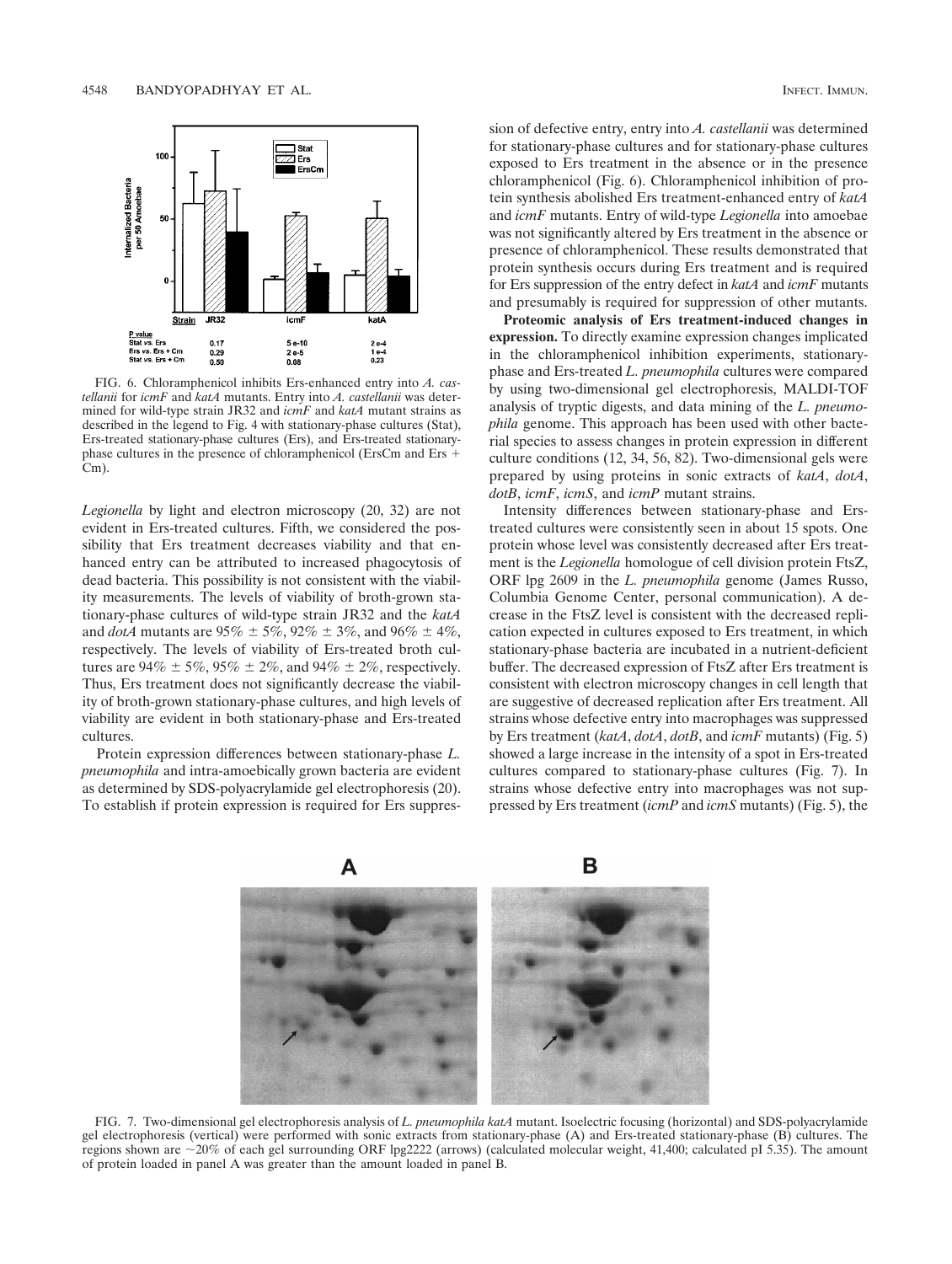FIG. 6. Chloramphenicol inhibits Ers-enhanced entry into *A. castellanii* for *icmF* and *katA* mutants. Entry into *A. castellanii* was determined for wild-type strain JR32 and *icmF* and *katA* mutant strains as described in the legend to Fig. 4 with stationary-phase cultures (Stat), Ers-treated stationary-phase cultures (Ers), and Ers-treated stationary-phase cultures in the presence of chloramphenicol (ErsCm and Ers + Cm).

*Legionella* by light and electron microscopy (20, 32) are not evident in Ers-treated cultures. Fifth, we considered the possibility that Ers treatment decreases viability and that enhanced entry can be attributed to increased phagocytosis of dead bacteria. This possibility is not consistent with the viability measurements. The levels of viability of broth-grown stationary-phase cultures of wild-type strain JR32 and the *katA* and *dotA* mutants are 95% ± 5%, 92% ± 3%, and 96% ± 4%, respectively. The levels of viability of Ers-treated broth cultures are 94% ± 5%, 95% ± 2%, and 94% ± 2%, respectively. Thus, Ers treatment does not significantly decrease the viability of broth-grown stationary-phase cultures, and high levels of viability are evident in both stationary-phase and Ers-treated cultures.

Protein expression differences between stationary-phase *L. pneumophila* and intra-amoebically grown bacteria are evident as determined by SDS-polyacrylamide gel electrophoresis (20). To establish if protein expression is required for Ers suppression of defective entry, entry into *A. castellanii* was determined for stationary-phase cultures and for stationary-phase cultures exposed to Ers treatment in the absence or in the presence chloramphenicol (Fig. 6). Chloramphenicol inhibition of protein synthesis abolished Ers treatment-enhanced entry of *katA* and *icmF* mutants. Entry of wild-type *Legionella* into amoebae was not significantly altered by Ers treatment in the absence or presence of chloramphenicol. These results demonstrated that protein synthesis occurs during Ers treatment and is required for Ers suppression of the entry defect in *katA* and *icmF* mutants and presumably is required for suppression of other mutants.

**Proteomic analysis of Ers treatment-induced changes in expression.** To directly examine expression changes implicated in the chloramphenicol inhibition experiments, stationary-phase and Ers-treated *L. pneumophila* cultures were compared by using two-dimensional gel electrophoresis, MALDI-TOF analysis of tryptic digests, and data mining of the *L. pneumophila* genome. This approach has been used with other bacterial species to assess changes in protein expression in different culture conditions (12, 34, 56, 82). Two-dimensional gels were prepared by using proteins in sonic extracts of *katA*, *dotA*, *dotB*, *icmF*, *icmS*, and *icmP* mutant strains.

Intensity differences between stationary-phase and Ers-treated cultures were consistently seen in about 15 spots. One protein whose level was consistently decreased after Ers treatment is the *Legionella* homologue of cell division protein FtsZ, ORF lpg 2609 in the *L. pneumophila* genome (James Russo, Columbia Genome Center, personal communication). A decrease in the FtsZ level is consistent with the decreased replication expected in cultures exposed to Ers treatment, in which stationary-phase bacteria are incubated in a nutrient-deficient buffer. The decreased expression of FtsZ after Ers treatment is consistent with electron microscopy changes in cell length that are suggestive of decreased replication after Ers treatment. All strains whose defective entry into macrophages was suppressed by Ers treatment (*katA*, *dotA*, *dotB*, and *icmF* mutants) (Fig. 5) showed a large increase in the intensity of a spot in Ers-treated cultures compared to stationary-phase cultures (Fig. 7). In strains whose defective entry into macrophages was not suppressed by Ers treatment (*icmP* and *icmS* mutants) (Fig. 5), the

FIG. 7. Two-dimensional gel electrophoresis analysis of *L. pneumophila katA* mutant. Isoelectric focusing (horizontal) and SDS-polyacrylamide gel electrophoresis (vertical) were performed with sonic extracts from stationary-phase (A) and Ers-treated stationary-phase (B) cultures. The regions shown are ~20% of each gel surrounding ORF lpg2222 (arrows) (calculated molecular weight, 41,400; calculated pI 5.35). The amount of protein loaded in panel A was greater than the amount loaded in panel B.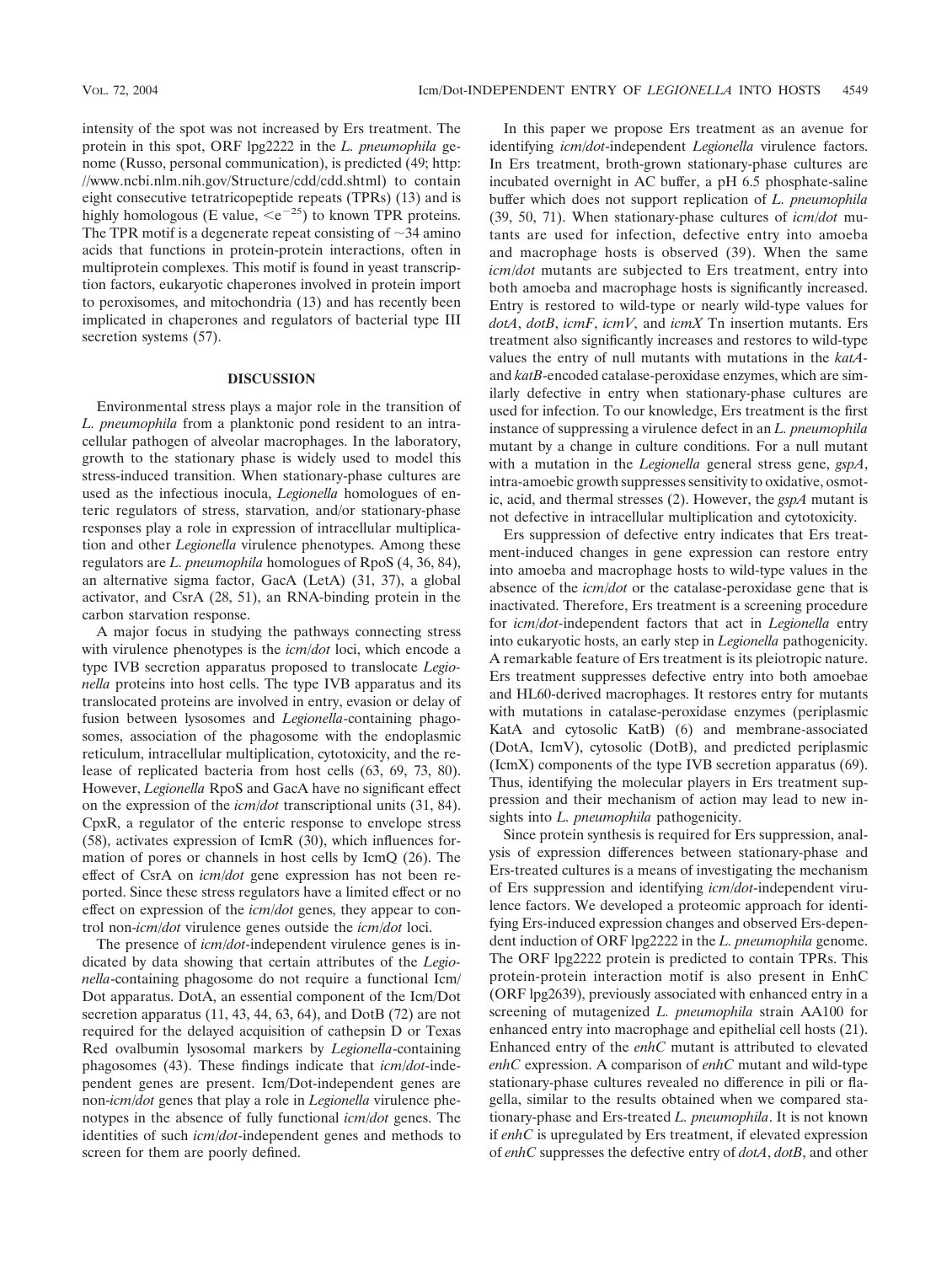intensity of the spot was not increased by Ers treatment. The protein in this spot, ORF lpg2222 in the *L. pneumophila* genome (Russo, personal communication), is predicted (49; http://www.ncbi.nlm.nih.gov/Structure/cdd/cdd.shtml) to contain eight consecutive tetratricopeptide repeats (TPRs) (13) and is highly homologous (E value, $<e^{-25}$) to known TPR proteins. The TPR motif is a degenerate repeat consisting of ~34 amino acids that functions in protein-protein interactions, often in multiprotein complexes. This motif is found in yeast transcription factors, eukaryotic chaperones involved in protein import to peroxisomes, and mitochondria (13) and has recently been implicated in chaperones and regulators of bacterial type III secretion systems (57).

## DISCUSSION

Environmental stress plays a major role in the transition of *L. pneumophila* from a planktonic pond resident to an intracellular pathogen of alveolar macrophages. In the laboratory, growth to the stationary phase is widely used to model this stress-induced transition. When stationary-phase cultures are used as the infectious inocula, *Legionella* homologues of enteric regulators of stress, starvation, and/or stationary-phase responses play a role in expression of intracellular multiplication and other *Legionella* virulence phenotypes. Among these regulators are *L. pneumophila* homologues of RpoS (4, 36, 84), an alternative sigma factor, GacA (LetA) (31, 37), a global activator, and CsrA (28, 51), an RNA-binding protein in the carbon starvation response.

A major focus in studying the pathways connecting stress with virulence phenotypes is the *icm*/*dot* loci, which encode a type IVB secretion apparatus proposed to translocate *Legionella* proteins into host cells. The type IVB apparatus and its translocated proteins are involved in entry, evasion or delay of fusion between lysosomes and *Legionella*-containing phagosomes, association of the phagosome with the endoplasmic reticulum, intracellular multiplication, cytotoxicity, and the release of replicated bacteria from host cells (63, 69, 73, 80). However, *Legionella* RpoS and GacA have no significant effect on the expression of the *icm*/*dot* transcriptional units (31, 84). CpxR, a regulator of the enteric response to envelope stress (58), activates expression of IcmR (30), which influences formation of pores or channels in host cells by IcmQ (26). The effect of CsrA on *icm*/*dot* gene expression has not been reported. Since these stress regulators have a limited effect or no effect on expression of the *icm*/*dot* genes, they appear to control non-*icm*/*dot* virulence genes outside the *icm*/*dot* loci.

The presence of *icm*/*dot*-independent virulence genes is indicated by data showing that certain attributes of the *Legionella*-containing phagosome do not require a functional Icm/Dot apparatus. DotA, an essential component of the Icm/Dot secretion apparatus (11, 43, 44, 63, 64), and DotB (72) are not required for the delayed acquisition of cathepsin D or Texas Red ovalbumin lysosomal markers by *Legionella*-containing phagosomes (43). These findings indicate that *icm*/*dot*-independent genes are present. Icm/Dot-independent genes are non-*icm*/*dot* genes that play a role in *Legionella* virulence phenotypes in the absence of fully functional *icm*/*dot* genes. The identities of such *icm*/*dot*-independent genes and methods to screen for them are poorly defined.

In this paper we propose Ers treatment as an avenue for identifying *icm*/*dot*-independent *Legionella* virulence factors. In Ers treatment, broth-grown stationary-phase cultures are incubated overnight in AC buffer, a pH 6.5 phosphate-saline buffer which does not support replication of *L. pneumophila* (39, 50, 71). When stationary-phase cultures of *icm*/*dot* mutants are used for infection, defective entry into amoeba and macrophage hosts is observed (39). When the same *icm*/*dot* mutants are subjected to Ers treatment, entry into both amoeba and macrophage hosts is significantly increased. Entry is restored to wild-type or nearly wild-type values for *dotA*, *dotB*, *icmF*, *icmV*, and *icmX* Tn insertion mutants. Ers treatment also significantly increases and restores to wild-type values the entry of null mutants with mutations in the *katA*- and *katB*-encoded catalase-peroxidase enzymes, which are similarly defective in entry when stationary-phase cultures are used for infection. To our knowledge, Ers treatment is the first instance of suppressing a virulence defect in an *L. pneumophila* mutant by a change in culture conditions. For a null mutant with a mutation in the *Legionella* general stress gene, *gspA*, intra-amoebic growth suppresses sensitivity to oxidative, osmotic, acid, and thermal stresses (2). However, the *gspA* mutant is not defective in intracellular multiplication and cytotoxicity.

Ers suppression of defective entry indicates that Ers treatment-induced changes in gene expression can restore entry into amoeba and macrophage hosts to wild-type values in the absence of the *icm*/*dot* or the catalase-peroxidase gene that is inactivated. Therefore, Ers treatment is a screening procedure for *icm*/*dot*-independent factors that act in *Legionella* entry into eukaryotic hosts, an early step in *Legionella* pathogenicity. A remarkable feature of Ers treatment is its pleiotropic nature. Ers treatment suppresses defective entry into both amoebae and HL60-derived macrophages. It restores entry for mutants with mutations in catalase-peroxidase enzymes (periplasmic KatA and cytosolic KatB) (6) and membrane-associated (DotA, IcmV), cytosolic (DotB), and predicted periplasmic (IcmX) components of the type IVB secretion apparatus (69). Thus, identifying the molecular players in Ers treatment suppression and their mechanism of action may lead to new insights into *L. pneumophila* pathogenicity.

Since protein synthesis is required for Ers suppression, analysis of expression differences between stationary-phase and Ers-treated cultures is a means of investigating the mechanism of Ers suppression and identifying *icm*/*dot*-independent virulence factors. We developed a proteomic approach for identifying Ers-induced expression changes and observed Ers-dependent induction of ORF lpg2222 in the *L. pneumophila* genome. The ORF lpg2222 protein is predicted to contain TPRs. This protein-protein interaction motif is also present in EnhC (ORF lpg2639), previously associated with enhanced entry in a screening of mutagenized *L. pneumophila* strain AA100 for enhanced entry into macrophage and epithelial cell hosts (21). Enhanced entry of the *enhC* mutant is attributed to elevated *enhC* expression. A comparison of *enhC* mutant and wild-type stationary-phase cultures revealed no difference in pili or flagella, similar to the results obtained when we compared stationary-phase and Ers-treated *L. pneumophila*. It is not known if *enhC* is upregulated by Ers treatment, if elevated expression of *enhC* suppresses the defective entry of *dotA*, *dotB*, and other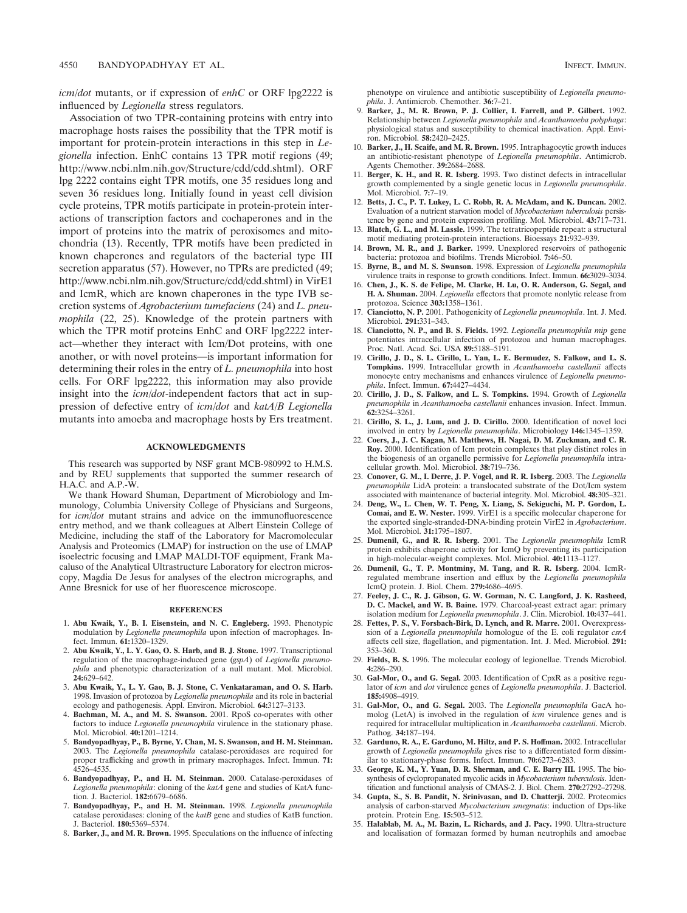*icm*/*dot* mutants, or if expression of *enhC* or ORF lpg2222 is influenced by *Legionella* stress regulators.

Association of two TPR-containing proteins with entry into macrophage hosts raises the possibility that the TPR motif is important for protein-protein interactions in this step in *Legionella* infection. EnhC contains 13 TPR motif regions (49; http://www.ncbi.nlm.nih.gov/Structure/cdd/cdd.shtml). ORF lpg 2222 contains eight TPR motifs, one 35 residues long and seven 36 residues long. Initially found in yeast cell division cycle proteins, TPR motifs participate in protein-protein interactions of transcription factors and cochaperones and in the import of proteins into the matrix of peroxisomes and mitochondria (13). Recently, TPR motifs have been predicted in known chaperones and regulators of the bacterial type III secretion apparatus (57). However, no TPRs are predicted (49; http://www.ncbi.nlm.nih.gov/Structure/cdd/cdd.shtml) in VirE1 and IcmR, which are known chaperones in the type IVB secretion systems of *Agrobacterium tumefaciens* (24) and *L. pneumophila* (22, 25). Knowledge of the protein partners with which the TPR motif proteins EnhC and ORF lpg2222 interact—whether they interact with Icm/Dot proteins, with one another, or with novel proteins—is important information for determining their roles in the entry of *L. pneumophila* into host cells. For ORF lpg2222, this information may also provide insight into the *icm*/*dot*-independent factors that act in suppression of defective entry of *icm*/*dot* and *katA*/*B Legionella* mutants into amoeba and macrophage hosts by Ers treatment.

## ACKNOWLEDGMENTS

This research was supported by NSF grant MCB-980992 to H.M.S. and by REU supplements that supported the summer research of H.A.C. and A.P.-W.

We thank Howard Shuman, Department of Microbiology and Immunology, Columbia University College of Physicians and Surgeons, for *icm*/*dot* mutant strains and advice on the immunofluorescence entry method, and we thank colleagues at Albert Einstein College of Medicine, including the staff of the Laboratory for Macromolecular Analysis and Proteomics (LMAP) for instruction on the use of LMAP isoelectric focusing and LMAP MALDI-TOF equipment, Frank Macaluso of the Analytical Ultrastructure Laboratory for electron microscopy, Magdia De Jesus for analyses of the electron micrographs, and Anne Bresnick for use of her fluorescence microscope.

## REFERENCES

1. **Abu Kwaik, Y., B. I. Eisenstein, and N. C. Engleberg.** 1993. Phenotypic modulation by *Legionella pneumophila* upon infection of macrophages. Infect. Immun. **61:**1320–1329.
2. **Abu Kwaik, Y., L. Y. Gao, O. S. Harb, and B. J. Stone.** 1997. Transcriptional regulation of the macrophage-induced gene (*gspA*) of *Legionella pneumophila* and phenotypic characterization of a null mutant. Mol. Microbiol. **24:**629–642.
3. **Abu Kwaik, Y., L. Y. Gao, B. J. Stone, C. Venkataraman, and O. S. Harb.** 1998. Invasion of protozoa by *Legionella pneumophila* and its role in bacterial ecology and pathogenesis. Appl. Environ. Microbiol. **64:**3127–3133.
4. **Bachman, M. A., and M. S. Swanson.** 2001. RpoS co-operates with other factors to induce *Legionella pneumophila* virulence in the stationary phase. Mol. Microbiol. **40:**1201–1214.
5. **Bandyopadhyay, P., B. Byrne, Y. Chan, M. S. Swanson, and H. M. Steinman.** 2003. The *Legionella pneumophila* catalase-peroxidases are required for proper trafficking and growth in primary macrophages. Infect. Immun. **71:** 4526–4535.
6. **Bandyopadhyay, P., and H. M. Steinman.** 2000. Catalase-peroxidases of *Legionella pneumophila*: cloning of the *katA* gene and studies of KatA function. J. Bacteriol. **182:**6679–6686.
7. **Bandyopadhyay, P., and H. M. Steinman.** 1998. *Legionella pneumophila* catalase peroxidases: cloning of the *katB* gene and studies of KatB function. J. Bacteriol. **180:**5369–5374.
8. **Barker, J., and M. R. Brown.** 1995. Speculations on the influence of infecting phenotype on virulence and antibiotic susceptibility of *Legionella pneumophila*. J. Antimicrob. Chemother. **36:**7–21.
9. **Barker, J., M. R. Brown, P. J. Collier, I. Farrell, and P. Gilbert.** 1992. Relationship between *Legionella pneumophila* and *Acanthamoeba polyphaga*: physiological status and susceptibility to chemical inactivation. Appl. Environ. Microbiol. **58:**2420–2425.
10. **Barker, J., H. Scaife, and M. R. Brown.** 1995. Intraphagocytic growth induces an antibiotic-resistant phenotype of *Legionella pneumophila*. Antimicrob. Agents Chemother. **39:**2684–2688.
11. **Berger, K. H., and R. R. Isberg.** 1993. Two distinct defects in intracellular growth complemented by a single genetic locus in *Legionella pneumophila*. Mol. Microbiol. **7:**7–19.
12. **Betts, J. C., P. T. Lukey, L. C. Robb, R. A. McAdam, and K. Duncan.** 2002. Evaluation of a nutrient starvation model of *Mycobacterium tuberculosis* persistence by gene and protein expression profiling. Mol. Microbiol. **43:**717–731.
13. **Blatch, G. L., and M. Lassle.** 1999. The tetratricopeptide repeat: a structural motif mediating protein-protein interactions. Bioessays **21:**932–939.
14. **Brown, M. R., and J. Barker.** 1999. Unexplored reservoirs of pathogenic bacteria: protozoa and biofilms. Trends Microbiol. **7:**46–50.
15. **Byrne, B., and M. S. Swanson.** 1998. Expression of *Legionella pneumophila* virulence traits in response to growth conditions. Infect. Immun. **66:**3029–3034.
16. **Chen, J., K. S. de Felipe, M. Clarke, H. Lu, O. R. Anderson, G. Segal, and H. A. Shuman.** 2004. *Legionella* effectors that promote nonlytic release from protozoa. Science **303:**1358–1361.
17. **Cianciotto, N. P.** 2001. Pathogenicity of *Legionella pneumophila*. Int. J. Med. Microbiol. **291:**331–343.
18. **Cianciotto, N. P., and B. S. Fields.** 1992. *Legionella pneumophila mip* gene potentiates intracellular infection of protozoa and human macrophages. Proc. Natl. Acad. Sci. USA **89:**5188–5191.
19. **Cirillo, J. D., S. L. Cirillo, L. Yan, L. E. Bermudez, S. Falkow, and L. S. Tompkins.** 1999. Intracellular growth in *Acanthamoeba castellanii* affects monocyte entry mechanisms and enhances virulence of *Legionella pneumophila*. Infect. Immun. **67:**4427–4434.
20. **Cirillo, J. D., S. Falkow, and L. S. Tompkins.** 1994. Growth of *Legionella pneumophila* in *Acanthamoeba castellanii* enhances invasion. Infect. Immun. **62:**3254–3261.
21. **Cirillo, S. L., J. Lum, and J. D. Cirillo.** 2000. Identification of novel loci involved in entry by *Legionella pneumophila*. Microbiology **146:**1345–1359.
22. **Coers, J., J. C. Kagan, M. Matthews, H. Nagai, D. M. Zuckman, and C. R. Roy.** 2000. Identification of Icm protein complexes that play distinct roles in the biogenesis of an organelle permissive for *Legionella pneumophila* intracellular growth. Mol. Microbiol. **38:**719–736.
23. **Conover, G. M., I. Derre, J. P. Vogel, and R. R. Isberg.** 2003. The *Legionella pneumophila* LidA protein: a translocated substrate of the Dot/Icm system associated with maintenance of bacterial integrity. Mol. Microbiol. **48:**305–321.
24. **Deng, W., L. Chen, W. T. Peng, X. Liang, S. Sekiguchi, M. P. Gordon, L. Comai, and E. W. Nester.** 1999. VirE1 is a specific molecular chaperone for the exported single-stranded-DNA-binding protein VirE2 in *Agrobacterium*. Mol. Microbiol. **31:**1795–1807.
25. **Dumenil, G., and R. R. Isberg.** 2001. The *Legionella pneumophila* IcmR protein exhibits chaperone activity for IcmQ by preventing its participation in high-molecular-weight complexes. Mol. Microbiol. **40:**1113–1127.
26. **Dumenil, G., T. P. Montminy, M. Tang, and R. R. Isberg.** 2004. IcmR-regulated membrane insertion and efflux by the *Legionella pneumophila* IcmQ protein. J. Biol. Chem. **279:**4686–4695.
27. **Feeley, J. C., R. J. Gibson, G. W. Gorman, N. C. Langford, J. K. Rasheed, D. C. Mackel, and W. B. Baine.** 1979. Charcoal-yeast extract agar: primary isolation medium for *Legionella pneumophila*. J. Clin. Microbiol. **10:**437–441.
28. **Fettes, P. S., V. Forsbach-Birk, D. Lynch, and R. Marre.** 2001. Overexpression of a *Legionella pneumophila* homologue of the E. coli regulator *csrA* affects cell size, flagellation, and pigmentation. Int. J. Med. Microbiol. **291:** 353–360.
29. **Fields, B. S.** 1996. The molecular ecology of legionellae. Trends Microbiol. **4:**286–290.
30. **Gal-Mor, O., and G. Segal.** 2003. Identification of CpxR as a positive regulator of *icm* and *dot* virulence genes of *Legionella pneumophila*. J. Bacteriol. **185:**4908–4919.
31. **Gal-Mor, O., and G. Segal.** 2003. The *Legionella pneumophila* GacA homolog (LetA) is involved in the regulation of *icm* virulence genes and is required for intracellular multiplication in *Acanthamoeba castellanii*. Microb. Pathog. **34:**187–194.
32. **Garduno, R. A., E. Garduno, M. Hiltz, and P. S. Hoffman.** 2002. Intracellular growth of *Legionella pneumophila* gives rise to a differentiated form dissimilar to stationary-phase forms. Infect. Immun. **70:**6273–6283.
33. **George, K. M., Y. Yuan, D. R. Sherman, and C. E. Barry III.** 1995. The biosynthesis of cyclopropanated mycolic acids in *Mycobacterium tuberculosis*. Identification and functional analysis of CMAS-2. J. Biol. Chem. **270:**27292–27298.
34. **Gupta, S., S. B. Pandit, N. Srinivasan, and D. Chatterji.** 2002. Proteomics analysis of carbon-starved *Mycobacterium smegmatis*: induction of Dps-like protein. Protein Eng. **15:**503–512.
35. **Halablab, M. A., M. Bazin, L. Richards, and J. Pacy.** 1990. Ultra-structure and localisation of formazan formed by human neutrophils and amoebae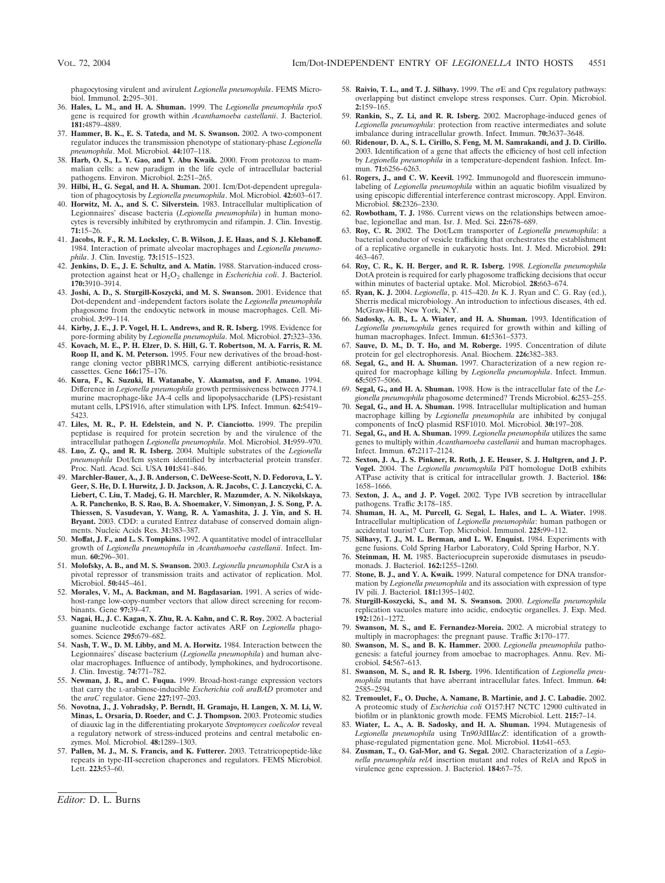phagocytosing virulent and avirulent *Legionella pneumophila*. FEMS Microbiol. Immunol. **2:**295–301.

36. **Hales, L. M., and H. A. Shuman.** 1999. The *Legionella pneumophila rpoS* gene is required for growth within *Acanthamoeba castellanii*. J. Bacteriol. **181:**4879–4889.
37. **Hammer, B. K., E. S. Tateda, and M. S. Swanson.** 2002. A two-component regulator induces the transmission phenotype of stationary-phase *Legionella pneumophila*. Mol. Microbiol. **44:**107–118.
38. **Harb, O. S., L. Y. Gao, and Y. Abu Kwaik.** 2000. From protozoa to mammalian cells: a new paradigm in the life cycle of intracellular bacterial pathogens. Environ. Microbiol. **2:**251–265.
39. **Hilbi, H., G. Segal, and H. A. Shuman.** 2001. Icm/Dot-dependent upregulation of phagocytosis by *Legionella pneumophila*. Mol. Microbiol. **42:**603–617.
40. **Horwitz, M. A., and S. C. Silverstein.** 1983. Intracellular multiplication of Legionnaires' disease bacteria (*Legionella pneumophila*) in human monocytes is reversibly inhibited by erythromycin and rifampin. J. Clin. Investig. **71:**15–26.
41. **Jacobs, R. F., R. M. Locksley, C. B. Wilson, J. E. Haas, and S. J. Klebanoff.** 1984. Interaction of primate alveolar macrophages and *Legionella pneumophila*. J. Clin. Investig. **73:**1515–1523.
42. **Jenkins, D. E., J. E. Schultz, and A. Matin.** 1988. Starvation-induced cross-protection against heat or $H_2O_2$ challenge in *Escherichia coli*. J. Bacteriol. **170:**3910–3914.
43. **Joshi, A. D., S. Sturgill-Koszycki, and M. S. Swanson.** 2001. Evidence that Dot-dependent and -independent factors isolate the *Legionella pneumophila* phagosome from the endocytic network in mouse macrophages. Cell. Microbiol. **3:**99–114.
44. **Kirby, J. E., J. P. Vogel, H. L. Andrews, and R. R. Isberg.** 1998. Evidence for pore-forming ability by *Legionella pneumophila*. Mol. Microbiol. **27:**323–336.
45. **Kovach, M. E., P. H. Elzer, D. S. Hill, G. T. Robertson, M. A. Farris, R. M. Roop II, and K. M. Peterson.** 1995. Four new derivatives of the broad-host-range cloning vector pBBR1MCS, carrying different antibiotic-resistance cassettes. Gene **166:**175–176.
46. **Kura, F., K. Suzuki, H. Watanabe, Y. Akamatsu, and F. Amano.** 1994. Difference in *Legionella pneumophila* growth permissiveness between J774.1 murine macrophage-like JA-4 cells and lipopolysaccharide (LPS)-resistant mutant cells, LPS1916, after stimulation with LPS. Infect. Immun. **62:**5419–5423.
47. **Liles, M. R., P. H. Edelstein, and N. P. Cianciotto.** 1999. The prepilin peptidase is required for protein secretion by and the virulence of the intracellular pathogen *Legionella pneumophila*. Mol. Microbiol. **31:**959–970.
48. **Luo, Z. Q., and R. R. Isberg.** 2004. Multiple substrates of the *Legionella pneumophila* Dot/Icm system identified by interbacterial protein transfer. Proc. Natl. Acad. Sci. USA **101:**841–846.
49. **Marchler-Bauer, A., J. B. Anderson, C. DeWeese-Scott, N. D. Fedorova, L. Y. Geer, S. He, D. I. Hurwitz, J. D. Jackson, A. R. Jacobs, C. J. Lanczycki, C. A. Liebert, C. Liu, T. Madej, G. H. Marchler, R. Mazumder, A. N. Nikolskaya, A. R. Panchenko, B. S. Rao, B. A. Shoemaker, V. Simonyan, J. S. Song, P. A. Thiessen, S. Vasudevan, Y. Wang, R. A. Yamashita, J. J. Yin, and S. H. Bryant.** 2003. CDD: a curated Entrez database of conserved domain alignments. Nucleic Acids Res. **31:**383–387.
50. **Moffat, J. F., and L. S. Tompkins.** 1992. A quantitative model of intracellular growth of *Legionella pneumophila* in *Acanthamoeba castellanii*. Infect. Immun. **60:**296–301.
51. **Molofsky, A. B., and M. S. Swanson.** 2003. *Legionella pneumophila* CsrA is a pivotal repressor of transmission traits and activator of replication. Mol. Microbiol. **50:**445–461.
52. **Morales, V. M., A. Backman, and M. Bagdasarian.** 1991. A series of wide-host-range low-copy-number vectors that allow direct screening for recombinants. Gene **97:**39–47.
53. **Nagai, H., J. C. Kagan, X. Zhu, R. A. Kahn, and C. R. Roy.** 2002. A bacterial guanine nucleotide exchange factor activates ARF on *Legionella* phagosomes. Science **295:**679–682.
54. **Nash, T. W., D. M. Libby, and M. A. Horwitz.** 1984. Interaction between the Legionnaires' disease bacterium (*Legionella pneumophila*) and human alveolar macrophages. Influence of antibody, lymphokines, and hydrocortisone. J. Clin. Investig. **74:**771–782.
55. **Newman, J. R., and C. Fuqua.** 1999. Broad-host-range expression vectors that carry the L-arabinose-inducible *Escherichia coli araBAD* promoter and the *araC* regulator. Gene **227:**197–203.
56. **Novotna, J., J. Vohradsky, P. Berndt, H. Gramajo, H. Langen, X. M. Li, W. Minas, L. Orsaria, D. Roeder, and C. J. Thompson.** 2003. Proteomic studies of diauxic lag in the differentiating prokaryote *Streptomyces coelicolor* reveal a regulatory network of stress-induced proteins and central metabolic enzymes. Mol. Microbiol. **48:**1289–1303.
57. **Pallen, M. J., M. S. Francis, and K. Futterer.** 2003. Tetratricopeptide-like repeats in type-III-secretion chaperones and regulators. FEMS Microbiol. Lett. **223:**53–60.
58. **Raivio, T. L., and T. J. Silhavy.** 1999. The σE and Cpx regulatory pathways: overlapping but distinct envelope stress responses. Curr. Opin. Microbiol. **2:**159–165.
59. **Rankin, S., Z. Li, and R. R. Isberg.** 2002. Macrophage-induced genes of *Legionella pneumophila*: protection from reactive intermediates and solute imbalance during intracellular growth. Infect. Immun. **70:**3637–3648.
60. **Ridenour, D. A., S. L. Cirillo, S. Feng, M. M. Samrakandi, and J. D. Cirillo.** 2003. Identification of a gene that affects the efficiency of host cell infection by *Legionella pneumophila* in a temperature-dependent fashion. Infect. Immun. **71:**6256–6263.
61. **Rogers, J., and C. W. Keevil.** 1992. Immunogold and fluorescein immunolabeling of *Legionella pneumophila* within an aquatic biofilm visualized by using episcopic differential interference contrast microscopy. Appl. Environ. Microbiol. **58:**2326–2330.
62. **Rowbotham, T. J.** 1986. Current views on the relationships between amoebae, legionellae and man. Isr. J. Med. Sci. **22:**678–689.
63. **Roy, C. R.** 2002. The Dot/Lcm transporter of *Legionella pneumophila*: a bacterial conductor of vesicle trafficking that orchestrates the establishment of a replicative organelle in eukaryotic hosts. Int. J. Med. Microbiol. **291:**463–467.
64. **Roy, C. R., K. H. Berger, and R. R. Isberg.** 1998. *Legionella pneumophila* DotA protein is required for early phagosome trafficking decisions that occur within minutes of bacterial uptake. Mol. Microbiol. **28:**663–674.
65. **Ryan, K. J.** 2004. *Legionella*, p. 415–420. *In* K. J. Ryan and C. G. Ray (ed.), Sherris medical microbiology. An introduction to infectious diseases, 4th ed. McGraw-Hill, New York, N.Y.
66. **Sadosky, A. B., L. A. Wiater, and H. A. Shuman.** 1993. Identification of *Legionella pneumophila* genes required for growth within and killing of human macrophages. Infect. Immun. **61:**5361–5373.
67. **Sauve, D. M., D. T. Ho, and M. Roberge.** 1995. Concentration of dilute protein for gel electrophoresis. Anal. Biochem. **226:**382–383.
68. **Segal, G., and H. A. Shuman.** 1997. Characterization of a new region required for macrophage killing by *Legionella pneumophila*. Infect. Immun. **65:**5057–5066.
69. **Segal, G., and H. A. Shuman.** 1998. How is the intracellular fate of the *Legionella pneumophila* phagosome determined? Trends Microbiol. **6:**253–255.
70. **Segal, G., and H. A. Shuman.** 1998. Intracellular multiplication and human macrophage killing by *Legionella pneumophila* are inhibited by conjugal components of IncQ plasmid RSF1010. Mol. Microbiol. **30:**197–208.
71. **Segal, G., and H. A. Shuman.** 1999. *Legionella pneumophila* utilizes the same genes to multiply within *Acanthamoeba castellanii* and human macrophages. Infect. Immun. **67:**2117–2124.
72. **Sexton, J. A., J. S. Pinkner, R. Roth, J. E. Heuser, S. J. Hultgren, and J. P. Vogel.** 2004. The *Legionella pneumophila* PilT homologue DotB exhibits ATPase activity that is critical for intracellular growth. J. Bacteriol. **186:**1658–1666.
73. **Sexton, J. A., and J. P. Vogel.** 2002. Type IVB secretion by intracellular pathogens. Traffic **3:**178–185.
74. **Shuman, H. A., M. Purcell, G. Segal, L. Hales, and L. A. Wiater.** 1998. Intracellular multiplication of *Legionella pneumophila*: human pathogen or accidental tourist? Curr. Top. Microbiol. Immunol. **225:**99–112.
75. **Silhavy, T. J., M. L. Berman, and L. W. Enquist.** 1984. Experiments with gene fusions. Cold Spring Harbor Laboratory, Cold Spring Harbor, N.Y.
76. **Steinman, H. M.** 1985. Bacteriocuprein superoxide dismutases in pseudomonads. J. Bacteriol. **162:**1255–1260.
77. **Stone, B. J., and Y. A. Kwaik.** 1999. Natural competence for DNA transformation by *Legionella pneumophila* and its association with expression of type IV pili. J. Bacteriol. **181:**1395–1402.
78. **Sturgill-Koszycki, S., and M. S. Swanson.** 2000. *Legionella pneumophila* replication vacuoles mature into acidic, endocytic organelles. J. Exp. Med. **192:**1261–1272.
79. **Swanson, M. S., and E. Fernandez-Moreia.** 2002. A microbial strategy to multiply in macrophages: the pregnant pause. Traffic **3:**170–177.
80. **Swanson, M. S., and B. K. Hammer.** 2000. *Legionella pneumophila* pathogenesis: a fateful journey from amoebae to macrophages. Annu. Rev. Microbiol. **54:**567–613.
81. **Swanson, M. S., and R. R. Isberg.** 1996. Identification of *Legionella pneumophila* mutants that have aberrant intracellular fates. Infect. Immun. **64:**2585–2594.
82. **Tremoulet, F., O. Duche, A. Namane, B. Martinie, and J. C. Labadie.** 2002. A proteomic study of *Escherichia coli* O157:H7 NCTC 12900 cultivated in biofilm or in planktonic growth mode. FEMS Microbiol. Lett. **215:**7–14.
83. **Wiater, L. A., A. B. Sadosky, and H. A. Shuman.** 1994. Mutagenesis of *Legionella pneumophila* using Tn*903*dII*lacZ*: identification of a growth-phase-regulated pigmentation gene. Mol. Microbiol. **11:**641–653.
84. **Zusman, T., O. Gal-Mor, and G. Segal.** 2002. Characterization of a *Legionella pneumophila relA* insertion mutant and roles of RelA and RpoS in virulence gene expression. J. Bacteriol. **184:**67–75.

*Editor:* D. L. Burns